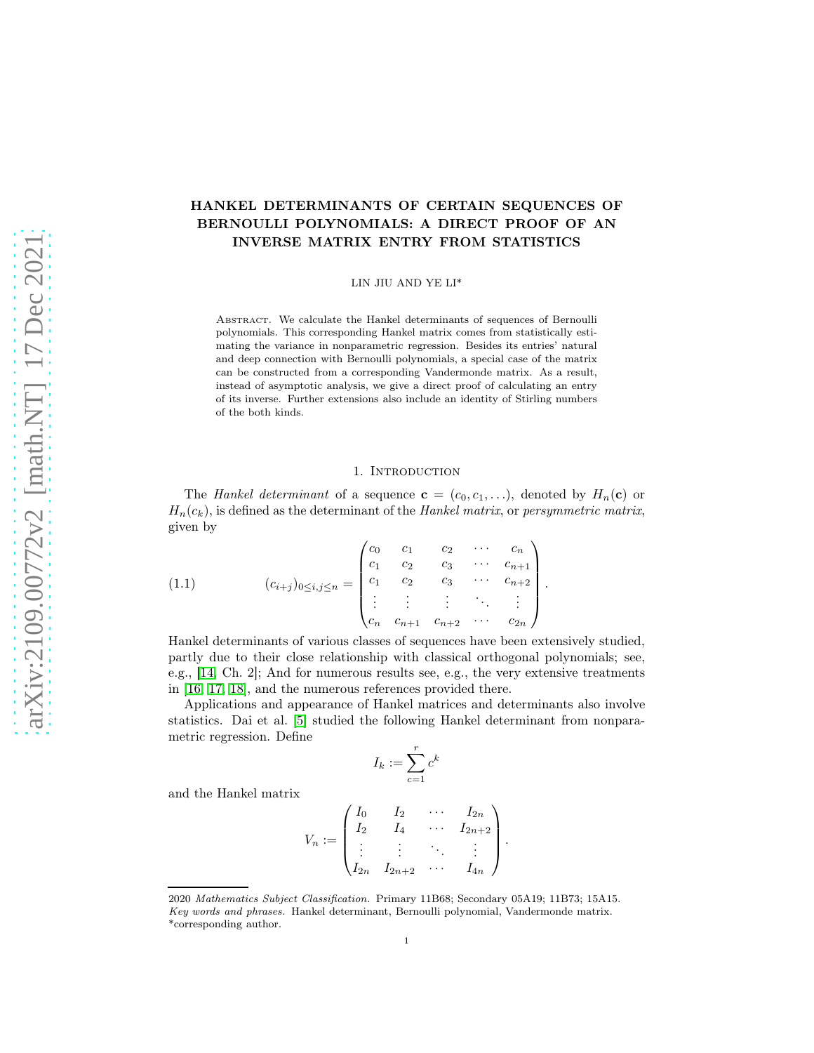# HANKEL DETERMINANTS OF CERTAIN SEQUENCES OF BERNOULLI POLYNOMIALS: A DIRECT PROOF OF AN INVERSE MATRIX ENTRY FROM STATISTICS

LIN JIU AND YE LI*

Abstract. We calculate the Hankel determinants of sequences of Bernoulli polynomials. This corresponding Hankel matrix comes from statistically estimating the variance in nonparametric regression. Besides its entries' natural and deep connection with Bernoulli polynomials, a special case of the matrix can be constructed from a corresponding Vandermonde matrix. As a result, instead of asymptotic analysis, we give a direct proof of calculating an entry of its inverse. Further extensions also include an identity of Stirling numbers of the both kinds.

## 1. Introduction

The *Hankel determinant* of a sequence $\mathbf{c} = (c_0, c_1, \ldots)$, denoted by $H_n(\mathbf{c})$ or $H_n(c_k)$, is defined as the determinant of the *Hankel matrix*, or *persymmetric matrix*, given by

$$(c_{i+j})_{0 \leq i,j \leq n} = \begin{pmatrix} c_0 & c_1 & c_2 & \cdots & c_n \\ c_1 & c_2 & c_3 & \cdots & c_{n+1} \\ c_1 & c_2 & c_3 & \cdots & c_{n+2} \\ \vdots & \vdots & \vdots & \ddots & \vdots \\ c_n & c_{n+1} & c_{n+2} & \cdots & c_{2n} \end{pmatrix}. \tag{1.1}$$

Hankel determinants of various classes of sequences have been extensively studied, partly due to their close relationship with classical orthogonal polynomials; see, e.g., [14, Ch. 2]; And for numerous results see, e.g., the very extensive treatments in [16, 17, 18], and the numerous references provided there.

Applications and appearance of Hankel matrices and determinants also involve statistics. Dai et al. [5] studied the following Hankel determinant from nonparametric regression. Define

$$I_k := \sum_{c=1}^{r} c^k$$

and the Hankel matrix

$$V_n := \begin{pmatrix} I_0 & I_2 & \cdots & I_{2n} \\ I_2 & I_4 & \cdots & I_{2n+2} \\ \vdots & \vdots & \ddots & \vdots \\ I_{2n} & I_{2n+2} & \cdots & I_{4n} \end{pmatrix}.$$

2020 *Mathematics Subject Classification.* Primary 11B68; Secondary 05A19; 11B73; 15A15.
*Key words and phrases.* Hankel determinant, Bernoulli polynomial, Vandermonde matrix.
*corresponding author.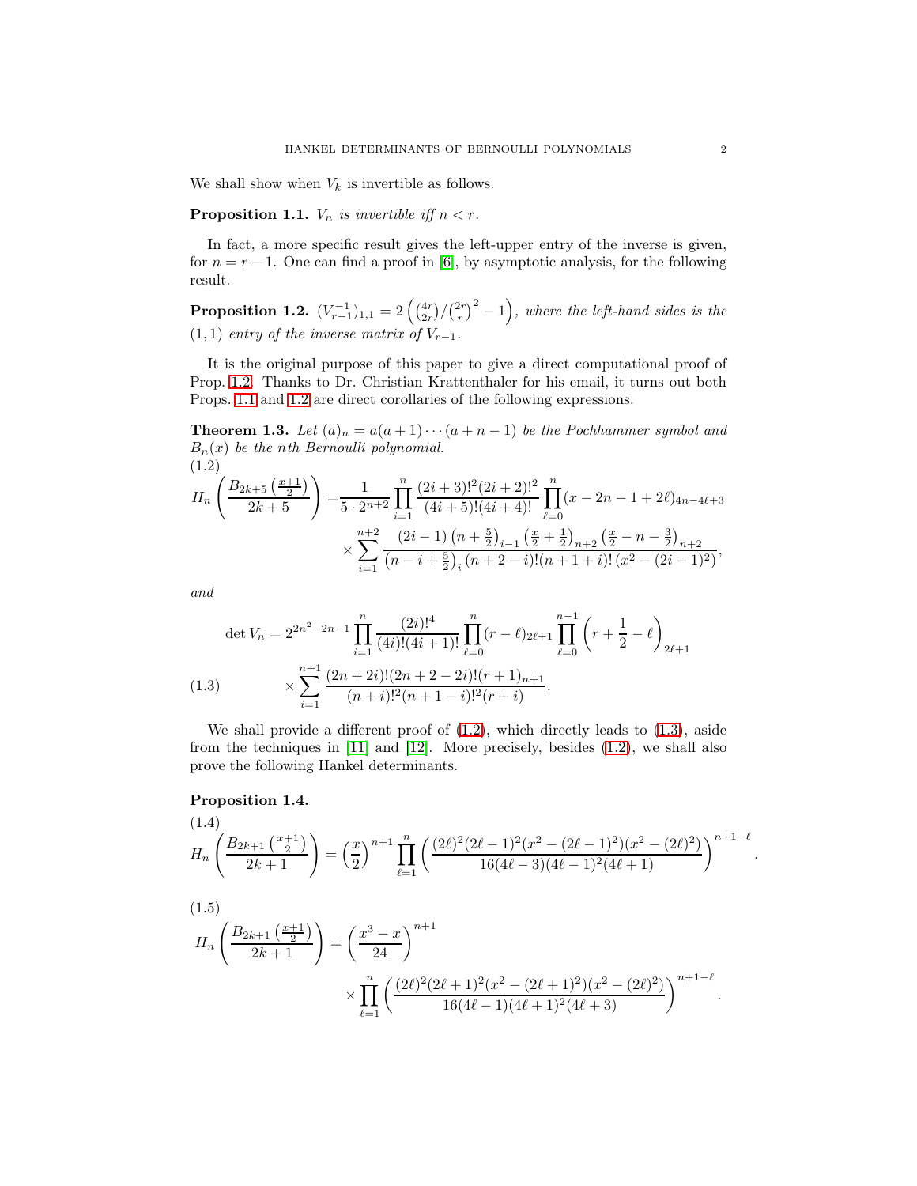We shall show when $V_k$ is invertible as follows.

**Proposition 1.1.** *$V_n$ is invertible iff $n < r$.*

In fact, a more specific result gives the left-upper entry of the inverse is given, for $n = r-1$. One can find a proof in [6], by asymptotic analysis, for the following result.

**Proposition 1.2.** $(V_{r-1}^{-1})_{1,1} = 2\left(\binom{4r}{2r}/\binom{2r}{r}^2 - 1\right)$, *where the left-hand sides is the $(1,1)$ entry of the inverse matrix of $V_{r-1}$.*

It is the original purpose of this paper to give a direct computational proof of Prop. 1.2. Thanks to Dr. Christian Krattenthaler for his email, it turns out both Props. 1.1 and 1.2 are direct corollaries of the following expressions.

**Theorem 1.3.** *Let $(a)_n = a(a+1)\cdots(a+n-1)$ be the Pochhammer symbol and $B_n(x)$ be the $n$th Bernoulli polynomial.*

$$
\begin{aligned}
H_n\left(\frac{B_{2k+5}\left(\frac{x+1}{2}\right)}{2k+5}\right) =& \frac{1}{5\cdot 2^{n+2}}\prod_{i=1}^{n}\frac{(2i+3)!^2(2i+2)!^2}{(4i+5)!(4i+4)!}\prod_{\ell=0}^{n}(x-2n-1+2\ell)_{4n-4\ell+3} \\
&\times\sum_{i=1}^{n+2}\frac{(2i-1)\left(n+\frac{5}{2}\right)_{i-1}\left(\frac{x}{2}+\frac{1}{2}\right)_{n+2}\left(\frac{x}{2}-n-\frac{3}{2}\right)_{n+2}}{\left(n-i+\frac{5}{2}\right)_i(n+2-i)!(n+1+i)!\,(x^2-(2i-1)^2)},
\end{aligned}
\tag{1.2}
$$

*and*

$$
\begin{aligned}
\det V_n =& 2^{2n^2-2n-1}\prod_{i=1}^{n}\frac{(2i)!^4}{(4i)!(4i+1)!}\prod_{\ell=0}^{n}(r-\ell)_{2\ell+1}\prod_{\ell=0}^{n-1}\left(r+\frac{1}{2}-\ell\right)_{2\ell+1} \\
&\times\sum_{i=1}^{n+1}\frac{(2n+2i)!(2n+2-2i)!(r+1)_{n+1}}{(n+i)!^2(n+1-i)!^2(r+i)}.
\end{aligned}
\tag{1.3}
$$

We shall provide a different proof of (1.2), which directly leads to (1.3), aside from the techniques in [11] and [12]. More precisely, besides (1.2), we shall also prove the following Hankel determinants.

**Proposition 1.4.**

$$
H_n\left(\frac{B_{2k+1}\left(\frac{x+1}{2}\right)}{2k+1}\right) = \left(\frac{x}{2}\right)^{n+1}\prod_{\ell=1}^{n}\left(\frac{(2\ell)^2(2\ell-1)^2(x^2-(2\ell-1)^2)(x^2-(2\ell)^2)}{16(4\ell-3)(4\ell-1)^2(4\ell+1)}\right)^{n+1-\ell}.
\tag{1.4}
$$

$$
\begin{aligned}
H_n\left(\frac{B_{2k+1}\left(\frac{x+1}{2}\right)}{2k+1}\right) =& \left(\frac{x^3-x}{24}\right)^{n+1} \\
&\times\prod_{\ell=1}^{n}\left(\frac{(2\ell)^2(2\ell+1)^2(x^2-(2\ell+1)^2)(x^2-(2\ell)^2)}{16(4\ell-1)(4\ell+1)^2(4\ell+3)}\right)^{n+1-\ell}.
\end{aligned}
\tag{1.5}
$$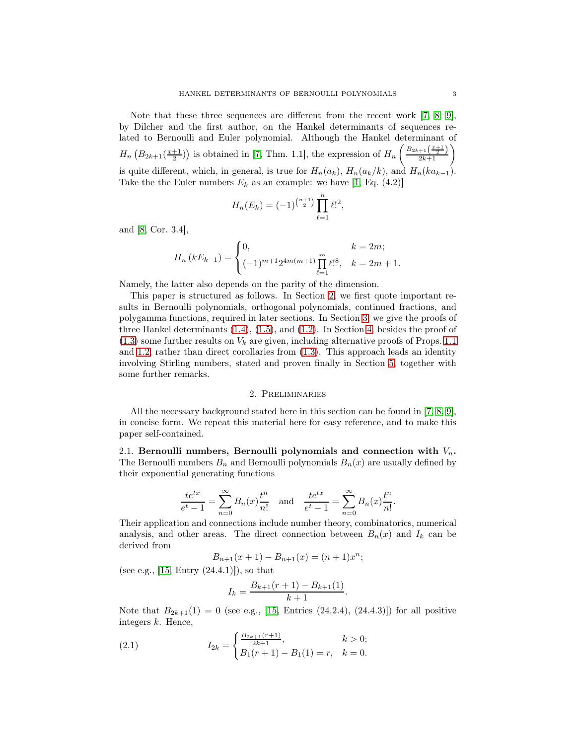Note that these three sequences are different from the recent work [7, 8, 9], by Dilcher and the first author, on the Hankel determinants of sequences related to Bernoulli and Euler polynomial. Although the Hankel determinant of $H_n\left(B_{2k+1}(\frac{x+1}{2})\right)$ is obtained in [7, Thm. 1.1], the expression of $H_n\left(\frac{B_{2k+1}(\frac{x+1}{2})}{2k+1}\right)$ is quite different, which, in general, is true for $H_n(a_k)$, $H_n(a_k/k)$, and $H_n(ka_{k-1})$. Take the the Euler numbers $E_k$ as an example: we have [1, Eq. (4.2)]

$$H_n(E_k) = (-1)^{\binom{n+1}{2}} \prod_{\ell=1}^{n} \ell!^2,$$

and [8, Cor. 3.4],

$$H_n\left(kE_{k-1}\right) = \begin{cases} 0, & k = 2m; \\ (-1)^{m+1} 2^{4m(m+1)} \prod_{\ell=1}^{m} \ell!^8, & k = 2m+1. \end{cases}$$

Namely, the latter also depends on the parity of the dimension.

This paper is structured as follows. In Section 2, we first quote important results in Bernoulli polynomials, orthogonal polynomials, continued fractions, and polygamma functions, required in later sections. In Section 3, we give the proofs of three Hankel determinants (1.4), (1.5), and (1.2). In Section 4, besides the proof of (1.3) some further results on $V_k$ are given, including alternative proofs of Props. 1.1 and 1.2, rather than direct corollaries from (1.3). This approach leads an identity involving Stirling numbers, stated and proven finally in Section 5, together with some further remarks.

## 2. Preliminaries

All the necessary background stated here in this section can be found in [7, 8, 9], in concise form. We repeat this material here for easy reference, and to make this paper self-contained.

**2.1. Bernoulli numbers, Bernoulli polynomials and connection with $V_n$.** The Bernoulli numbers $B_n$ and Bernoulli polynomials $B_n(x)$ are usually defined by their exponential generating functions

$$\frac{te^{tx}}{e^t - 1} = \sum_{n=0}^{\infty} B_n(x) \frac{t^n}{n!} \quad \text{and} \quad \frac{te^{tx}}{e^t - 1} = \sum_{n=0}^{\infty} B_n(x) \frac{t^n}{n!}.$$

Their application and connections include number theory, combinatorics, numerical analysis, and other areas. The direct connection between $B_n(x)$ and $I_k$ can be derived from

$$B_{n+1}(x+1) - B_{n+1}(x) = (n+1)x^n;$$

(see e.g., [15, Entry (24.4.1)]), so that

$$I_k = \frac{B_{k+1}(r+1) - B_{k+1}(1)}{k+1}.$$

Note that $B_{2k+1}(1) = 0$ (see e.g., [15, Entries (24.2.4), (24.4.3)]) for all positive integers $k$. Hence,

$$I_{2k} = \begin{cases} \frac{B_{2k+1}(r+1)}{2k+1}, & k > 0; \\ B_1(r+1) - B_1(1) = r, & k = 0. \end{cases} \tag{2.1}$$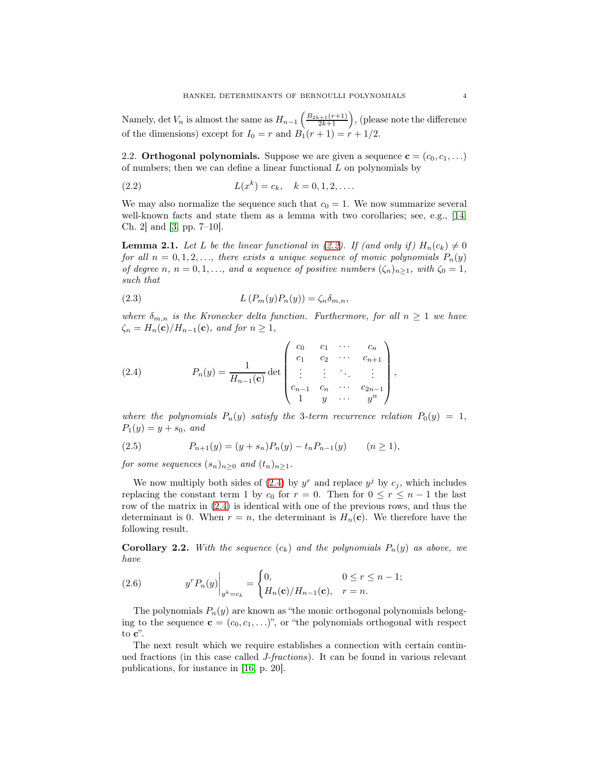Namely, $\det V_n$ is almost the same as $H_{n-1}\left(\frac{B_{2k+1}(r+1)}{2k+1}\right)$, (please note the difference of the dimensions) except for $I_0 = r$ and $B_1(r+1) = r + 1/2$.

### 2.2. Orthogonal polynomials.

Suppose we are given a sequence $\mathbf{c} = (c_0, c_1, \ldots)$ of numbers; then we can define a linear functional $L$ on polynomials by

$$L(x^k) = c_k, \quad k = 0, 1, 2, \ldots. \tag{2.2}$$

We may also normalize the sequence such that $c_0 = 1$. We now summarize several well-known facts and state them as a lemma with two corollaries; see, e.g., [14, Ch. 2] and [3, pp. 7–10].

**Lemma 2.1.** *Let $L$ be the linear functional in (2.2). If (and only if) $H_n(c_k) \neq 0$ for all $n = 0, 1, 2, \ldots$, there exists a unique sequence of monic polynomials $P_n(y)$ of degree $n$, $n = 0, 1, \ldots$, and a sequence of positive numbers $(\zeta_n)_{n\geq 1}$, with $\zeta_0 = 1$, such that*

$$L\left(P_m(y)P_n(y)\right) = \zeta_n \delta_{m,n}, \tag{2.3}$$

*where $\delta_{m,n}$ is the Kronecker delta function. Furthermore, for all $n \geq 1$ we have $\zeta_n = H_n(\mathbf{c})/H_{n-1}(\mathbf{c})$, and for $n \geq 1$,*

$$P_n(y) = \frac{1}{H_{n-1}(\mathbf{c})} \det \begin{pmatrix} c_0 & c_1 & \cdots & c_n \\ c_1 & c_2 & \cdots & c_{n+1} \\ \vdots & \vdots & \ddots & \vdots \\ c_{n-1} & c_n & \cdots & c_{2n-1} \\ 1 & y & \cdots & y^n \end{pmatrix}, \tag{2.4}$$

*where the polynomials $P_n(y)$ satisfy the 3-term recurrence relation $P_0(y) = 1$, $P_1(y) = y + s_0$, and*

$$P_{n+1}(y) = (y + s_n)P_n(y) - t_n P_{n-1}(y) \qquad (n \geq 1), \tag{2.5}$$

*for some sequences $(s_n)_{n\geq 0}$ and $(t_n)_{n\geq 1}$.*

We now multiply both sides of (2.4) by $y^r$ and replace $y^j$ by $c_j$, which includes replacing the constant term 1 by $c_0$ for $r = 0$. Then for $0 \leq r \leq n-1$ the last row of the matrix in (2.4) is identical with one of the previous rows, and thus the determinant is 0. When $r = n$, the determinant is $H_n(\mathbf{c})$. We therefore have the following result.

**Corollary 2.2.** *With the sequence $(c_k)$ and the polynomials $P_n(y)$ as above, we have*

$$y^r P_n(y)\bigg|_{y^k = c_k} = \begin{cases} 0, & 0 \leq r \leq n-1; \\ H_n(\mathbf{c})/H_{n-1}(\mathbf{c}), & r = n. \end{cases} \tag{2.6}$$

The polynomials $P_n(y)$ are known as "the monic orthogonal polynomials belonging to the sequence $\mathbf{c} = (c_0, c_1, \ldots)$", or "the polynomials orthogonal with respect to $\mathbf{c}$".

The next result which we require establishes a connection with certain continued fractions (in this case called *J-fractions*). It can be found in various relevant publications, for instance in [16, p. 20].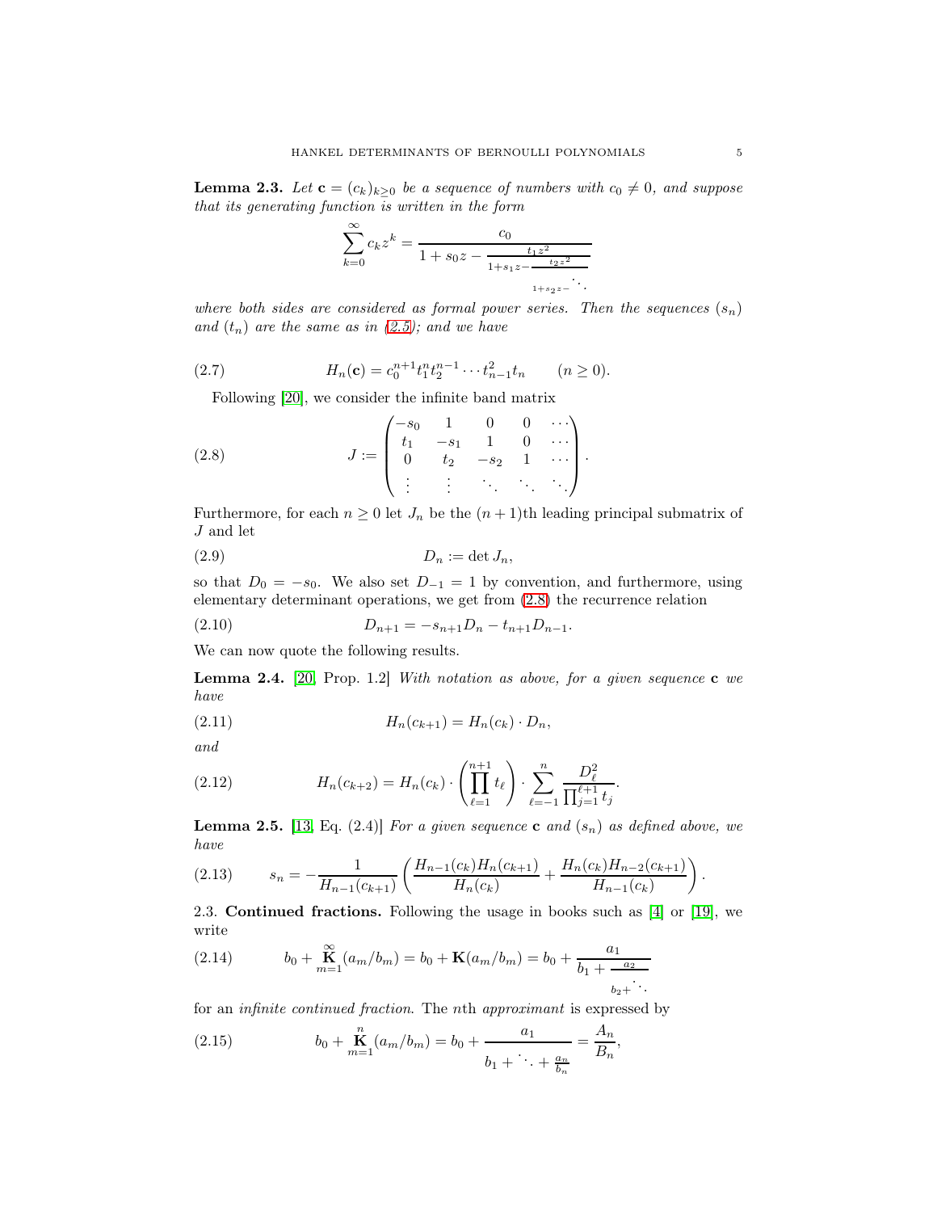**Lemma 2.3.** *Let $\mathbf{c} = (c_k)_{k\geq 0}$ be a sequence of numbers with $c_0 \neq 0$, and suppose that its generating function is written in the form*

$$\sum_{k=0}^{\infty} c_k z^k = \cfrac{c_0}{1 + s_0 z - \cfrac{t_1 z^2}{1+s_1 z - \cfrac{t_2 z^2}{1+s_2 z - \ddots}}}$$

*where both sides are considered as formal power series. Then the sequences $(s_n)$ and $(t_n)$ are the same as in (2.5); and we have*

$$H_n(\mathbf{c}) = c_0^{n+1} t_1^n t_2^{n-1} \cdots t_{n-1}^2 t_n \qquad (n \geq 0). \tag{2.7}$$

Following [20], we consider the infinite band matrix

$$J := \begin{pmatrix} -s_0 & 1 & 0 & 0 & \cdots \\ t_1 & -s_1 & 1 & 0 & \cdots \\ 0 & t_2 & -s_2 & 1 & \cdots \\ \vdots & \vdots & \ddots & \ddots & \ddots \end{pmatrix}. \tag{2.8}$$

Furthermore, for each $n \geq 0$ let $J_n$ be the $(n+1)$th leading principal submatrix of $J$ and let

$$D_n := \det J_n, \tag{2.9}$$

so that $D_0 = -s_0$. We also set $D_{-1} = 1$ by convention, and furthermore, using elementary determinant operations, we get from (2.8) the recurrence relation

$$D_{n+1} = -s_{n+1} D_n - t_{n+1} D_{n-1}. \tag{2.10}$$

We can now quote the following results.

**Lemma 2.4.** [20, Prop. 1.2] *With notation as above, for a given sequence $\mathbf{c}$ we have*

$$H_n(c_{k+1}) = H_n(c_k) \cdot D_n, \tag{2.11}$$

*and*

$$H_n(c_{k+2}) = H_n(c_k) \cdot \left( \prod_{\ell=1}^{n+1} t_\ell \right) \cdot \sum_{\ell=-1}^{n} \frac{D_\ell^2}{\prod_{j=1}^{\ell+1} t_j}. \tag{2.12}$$

**Lemma 2.5.** [13, Eq. (2.4)] *For a given sequence $\mathbf{c}$ and $(s_n)$ as defined above, we have*

$$s_n = -\frac{1}{H_{n-1}(c_{k+1})} \left( \frac{H_{n-1}(c_k) H_n(c_{k+1})}{H_n(c_k)} + \frac{H_n(c_k) H_{n-2}(c_{k+1})}{H_{n-1}(c_k)} \right). \tag{2.13}$$

2.3. **Continued fractions.** Following the usage in books such as [4] or [19], we write

$$b_0 + \operatorname*{\mathbf{K}}_{m=1}^{\infty} (a_m/b_m) = b_0 + \mathbf{K}(a_m/b_m) = b_0 + \cfrac{a_1}{b_1 + \cfrac{a_2}{b_2 + \ddots}} \tag{2.14}$$

for an *infinite continued fraction*. The $n$th *approximant* is expressed by

$$b_0 + \operatorname*{\mathbf{K}}_{m=1}^{n} (a_m/b_m) = b_0 + \cfrac{a_1}{b_1 + \ddots + \cfrac{a_n}{b_n}} = \frac{A_n}{B_n}, \tag{2.15}$$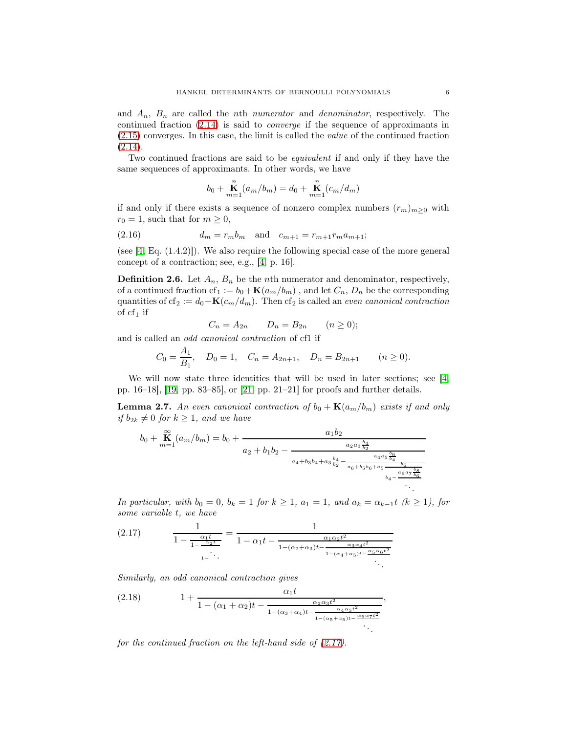and $A_n$, $B_n$ are called the $n$th *numerator* and *denominator*, respectively. The continued fraction (2.14) is said to *converge* if the sequence of approximants in (2.15) converges. In this case, the limit is called the *value* of the continued fraction (2.14).

Two continued fractions are said to be *equivalent* if and only if they have the same sequences of approximants. In other words, we have

$$b_0 + \mathop{\mathbf{K}}_{m=1}^{n}(a_m/b_m) = d_0 + \mathop{\mathbf{K}}_{m=1}^{n}(c_m/d_m)$$

if and only if there exists a sequence of nonzero complex numbers $(r_m)_{m\geq 0}$ with $r_0 = 1$, such that for $m \geq 0$,

$$d_m = r_m b_m \quad \text{and} \quad c_{m+1} = r_{m+1} r_m a_{m+1}; \tag{2.16}$$

(see [4, Eq. (1.4.2)]). We also require the following special case of the more general concept of a contraction; see, e.g., [4, p. 16].

**Definition 2.6.** Let $A_n$, $B_n$ be the $n$th numerator and denominator, respectively, of a continued fraction $\mathrm{cf}_1 := b_0 + \mathbf{K}(a_m/b_m)$ , and let $C_n$, $D_n$ be the corresponding quantities of $\mathrm{cf}_2 := d_0 + \mathbf{K}(c_m/d_m)$. Then $\mathrm{cf}_2$ is called an *even canonical contraction* of $\mathrm{cf}_1$ if

$$C_n = A_{2n} \qquad D_n = B_{2n} \qquad (n \geq 0);$$

and is called an *odd canonical contraction* of cf1 if

$$C_0 = \frac{A_1}{B_1}, \quad D_0 = 1, \quad C_n = A_{2n+1}, \quad D_n = B_{2n+1} \qquad (n \geq 0).$$

We will now state three identities that will be used in later sections; see [4, pp. 16–18], [19, pp. 83–85], or [21, pp. 21–21] for proofs and further details.

**Lemma 2.7.** *An even canonical contraction of $b_0 + \mathbf{K}(a_m/b_m)$ exists if and only if $b_{2k} \neq 0$ for $k \geq 1$, and we have*

$$b_0 + \mathop{\mathbf{K}}_{m=1}^{\infty}(a_m/b_m) = b_0 + \cfrac{a_1 b_2}{a_2 + b_1 b_2 - \cfrac{a_2 a_3 \frac{b_4}{b_2}}{a_4 + b_3 b_4 + a_3 \frac{b_4}{b_2} - \cfrac{a_4 a_5 \frac{b_6}{b_4}}{a_6 + b_5 b_6 + a_5 \cfrac{b_6}{b_4 - \cfrac{a_6 a_7 \frac{b_8}{b_6}}{\ddots}}}}}$$

*In particular, with $b_0 = 0$, $b_k = 1$ for $k \geq 1$, $a_1 = 1$, and $a_k = \alpha_{k-1} t$ ($k \geq 1$), for some variable $t$, we have*

$$\cfrac{1}{1 - \cfrac{\alpha_1 t}{1 - \cfrac{\alpha_2 t}{1 - \ddots}}} = \cfrac{1}{1 - \alpha_1 t - \cfrac{\alpha_1 \alpha_2 t^2}{1 - (\alpha_2 + \alpha_3) t - \cfrac{\alpha_3 \alpha_4 t^2}{1 - (\alpha_4 + \alpha_5) t - \cfrac{\alpha_5 \alpha_6 t^2}{\ddots}}}} \tag{2.17}$$

*Similarly, an odd canonical contraction gives*

$$1 + \cfrac{\alpha_1 t}{1 - (\alpha_1 + \alpha_2) t - \cfrac{\alpha_2 \alpha_3 t^2}{1 - (\alpha_3 + \alpha_4) t - \cfrac{\alpha_4 \alpha_5 t^2}{1 - (\alpha_5 + \alpha_6) t - \cfrac{\alpha_6 \alpha_7 t^2}{\ddots}}}}, \tag{2.18}$$

*for the continued fraction on the left-hand side of (2.17).*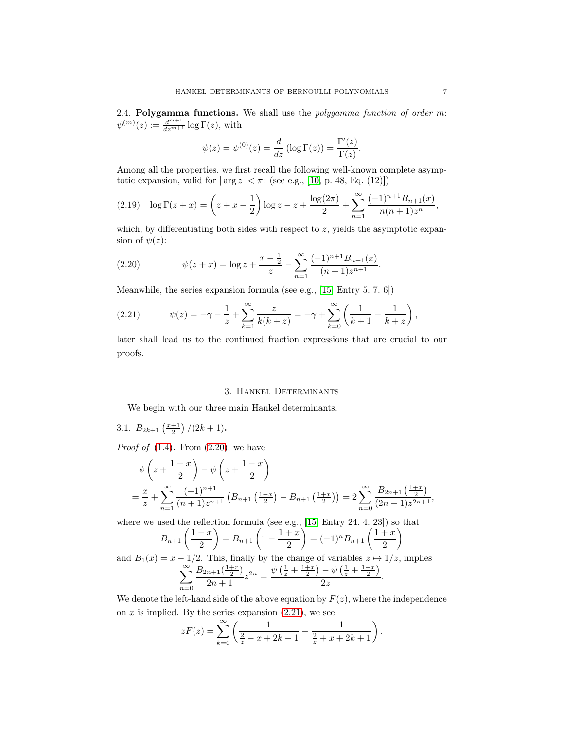**2.4. Polygamma functions.** We shall use the *polygamma function of order m*: $\psi^{(m)}(z) := \frac{d^{m+1}}{dz^{m+1}} \log \Gamma(z)$, with

$$\psi(z) = \psi^{(0)}(z) = \frac{d}{dz} (\log \Gamma(z)) = \frac{\Gamma'(z)}{\Gamma(z)}.$$

Among all the properties, we first recall the following well-known complete asymptotic expansion, valid for $|\arg z| < \pi$: (see e.g., [10, p. 48, Eq. (12)])

$$\log \Gamma(z+x) = \left(z + x - \frac{1}{2}\right) \log z - z + \frac{\log(2\pi)}{2} + \sum_{n=1}^{\infty} \frac{(-1)^{n+1} B_{n+1}(x)}{n(n+1)z^n}, \tag{2.19}$$

which, by differentiating both sides with respect to $z$, yields the asymptotic expansion of $\psi(z)$:

$$\psi(z+x) = \log z + \frac{x - \frac{1}{2}}{z} - \sum_{n=1}^{\infty} \frac{(-1)^{n+1} B_{n+1}(x)}{(n+1)z^{n+1}}. \tag{2.20}$$

Meanwhile, the series expansion formula (see e.g., [15, Entry 5. 7. 6])

$$\psi(z) = -\gamma - \frac{1}{z} + \sum_{k=1}^{\infty} \frac{z}{k(k+z)} = -\gamma + \sum_{k=0}^{\infty} \left( \frac{1}{k+1} - \frac{1}{k+z} \right), \tag{2.21}$$

later shall lead us to the continued fraction expressions that are crucial to our proofs.

## 3. Hankel Determinants

We begin with our three main Hankel determinants.

### 3.1. $B_{2k+1}\left(\frac{x+1}{2}\right)/(2k+1)$.

*Proof of* (1.4). From (2.20), we have

$$\begin{aligned}
&\psi\left(z + \frac{1+x}{2}\right) - \psi\left(z + \frac{1-x}{2}\right) \\
&= \frac{x}{z} + \sum_{n=1}^{\infty} \frac{(-1)^{n+1}}{(n+1)z^{n+1}} \left(B_{n+1}\left(\tfrac{1-x}{2}\right) - B_{n+1}\left(\tfrac{1+x}{2}\right)\right) = 2\sum_{n=0}^{\infty} \frac{B_{2n+1}\left(\frac{1+x}{2}\right)}{(2n+1)z^{2n+1}},
\end{aligned}$$

where we used the reflection formula (see e.g., [15, Entry 24. 4. 23]) so that

$$B_{n+1}\left(\frac{1-x}{2}\right) = B_{n+1}\left(1 - \frac{1+x}{2}\right) = (-1)^n B_{n+1}\left(\frac{1+x}{2}\right)$$

and $B_1(x) = x - 1/2$. This, finally by the change of variables $z \mapsto 1/z$, implies

$$\sum_{n=0}^{\infty} \frac{B_{2n+1}(\frac{1+r}{2})}{2n+1} z^{2n} = \frac{\psi\left(\frac{1}{z} + \frac{1+x}{2}\right) - \psi\left(\frac{1}{z} + \frac{1-x}{2}\right)}{2z}.$$

We denote the left-hand side of the above equation by $F(z)$, where the independence on $x$ is implied. By the series expansion (2.21), we see

$$zF(z) = \sum_{k=0}^{\infty} \left( \frac{1}{\frac{2}{z} - x + 2k + 1} - \frac{1}{\frac{2}{z} + x + 2k + 1} \right).$$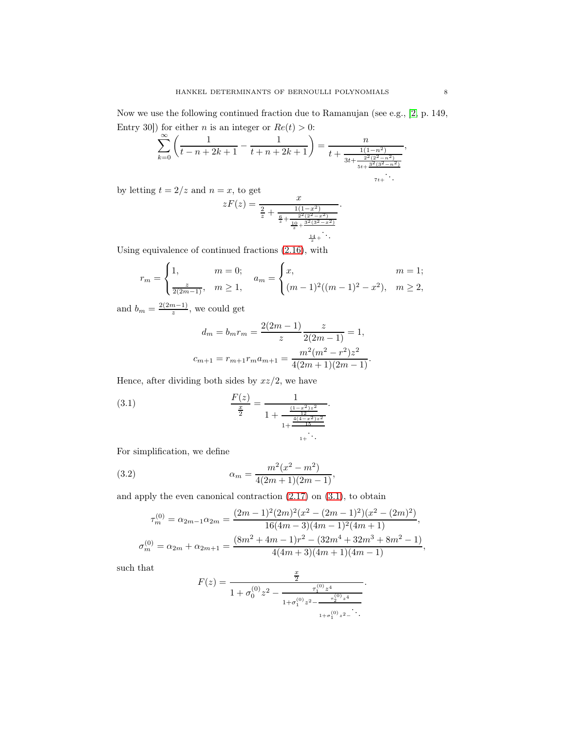Now we use the following continued fraction due to Ramanujan (see e.g., [2, p. 149, Entry 30]) for either $n$ is an integer or $Re(t) > 0$:

$$\sum_{k=0}^{\infty}\left(\frac{1}{t-n+2k+1}-\frac{1}{t+n+2k+1}\right)=\cfrac{n}{t+\cfrac{1(1-n^2)}{3t+\cfrac{2^2(2^2-n^2)}{5t+\cfrac{3^2(3^2-n^2)}{7t+\ddots}}}},$$

by letting $t = 2/z$ and $n = x$, to get

$$zF(z)=\cfrac{x}{\frac{2}{z}+\cfrac{1(1-x^2)}{\frac{6}{z}+\cfrac{2^2(2^2-x^2)}{\frac{10}{z}+\cfrac{3^2(3^2-x^2)}{\frac{14}{z}+\ddots}}}}.$$

Using equivalence of continued fractions (2.16), with

$$r_m=\begin{cases}1, & m=0;\\ \frac{z}{2(2m-1)}, & m\geq 1,\end{cases}\quad a_m=\begin{cases}x, & m=1;\\ (m-1)^2((m-1)^2-x^2), & m\geq 2,\end{cases}$$

and $b_m = \frac{2(2m-1)}{z}$, we could get

$$d_m = b_m r_m = \frac{2(2m-1)}{z}\frac{z}{2(2m-1)} = 1,$$

$$c_{m+1} = r_{m+1} r_m a_{m+1} = \frac{m^2(m^2-r^2)z^2}{4(2m+1)(2m-1)}.$$

Hence, after dividing both sides by $xz/2$, we have

$$\frac{F(z)}{\frac{x}{2}}=\cfrac{1}{1+\cfrac{\frac{(1-x^2)z^2}{12}}{1+\cfrac{\frac{4(4-x^2)z^2}{15}}{1+\ddots}}}. \tag{3.1}$$

For simplification, we define

$$\alpha_m = \frac{m^2(x^2-m^2)}{4(2m+1)(2m-1)}, \tag{3.2}$$

and apply the even canonical contraction (2.17) on (3.1), to obtain

$$\tau_m^{(0)} = \alpha_{2m-1}\alpha_{2m} = \frac{(2m-1)^2(2m)^2(x^2-(2m-1)^2)(x^2-(2m)^2)}{16(4m-3)(4m-1)^2(4m+1)},$$

$$\sigma_m^{(0)} = \alpha_{2m}+\alpha_{2m+1} = \frac{(8m^2+4m-1)r^2-(32m^4+32m^3+8m^2-1)}{4(4m+3)(4m+1)(4m-1)},$$

such that

$$F(z)=\cfrac{\frac{x}{2}}{1+\sigma_0^{(0)}z^2-\cfrac{\tau_1^{(0)}z^4}{1+\sigma_1^{(0)}z^2-\cfrac{\tau_2^{(0)}z^4}{1+\sigma_1^{(0)}z^2-\ddots}}}.$$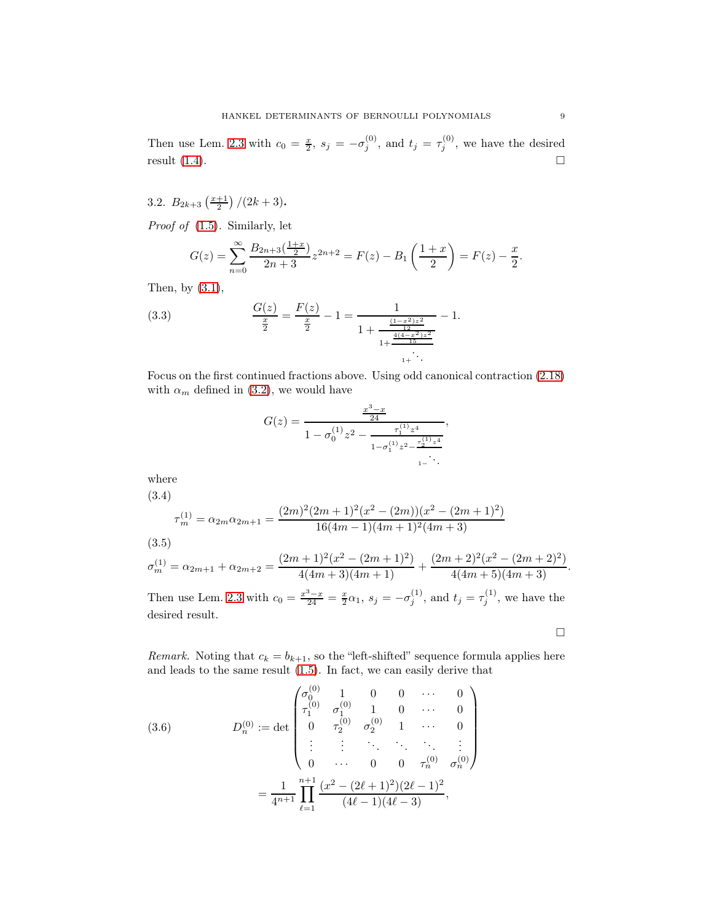Then use Lem. 2.3 with $c_0 = \frac{x}{2}$, $s_j = -\sigma_j^{(0)}$, and $t_j = \tau_j^{(0)}$, we have the desired result (1.4). $\square$

### 3.2. $B_{2k+3}\left(\frac{x+1}{2}\right)/(2k+3)$.

*Proof of* (1.5). Similarly, let

$$G(z) = \sum_{n=0}^{\infty} \frac{B_{2n+3}(\frac{1+x}{2})}{2n+3} z^{2n+2} = F(z) - B_1\left(\frac{1+x}{2}\right) = F(z) - \frac{x}{2}.$$

Then, by (3.1),

$$\frac{G(z)}{\frac{x}{2}} = \frac{F(z)}{\frac{x}{2}} - 1 = \cfrac{1}{1 + \cfrac{\frac{(1-x^2)z^2}{12}}{1 + \cfrac{\frac{4(4-x^2)z^2}{15}}{1 + \ddots}}} - 1. \tag{3.3}$$

Focus on the first continued fractions above. Using odd canonical contraction (2.18) with $\alpha_m$ defined in (3.2), we would have

$$G(z) = \cfrac{\frac{x^3-x}{24}}{1 - \sigma_0^{(1)} z^2 - \cfrac{\tau_1^{(1)} z^4}{1 - \sigma_1^{(1)} z^2 - \cfrac{\tau_2^{(1)} z^4}{1 - \ddots}}},$$

where

$$\tau_m^{(1)} = \alpha_{2m}\alpha_{2m+1} = \frac{(2m)^2(2m+1)^2(x^2-(2m))(x^2-(2m+1)^2)}{16(4m-1)(4m+1)^2(4m+3)} \tag{3.4}$$

$$\sigma_m^{(1)} = \alpha_{2m+1} + \alpha_{2m+2} = \frac{(2m+1)^2(x^2-(2m+1)^2)}{4(4m+3)(4m+1)} + \frac{(2m+2)^2(x^2-(2m+2)^2)}{4(4m+5)(4m+3)}. \tag{3.5}$$

Then use Lem. 2.3 with $c_0 = \frac{x^3-x}{24} = \frac{x}{2}\alpha_1$, $s_j = -\sigma_j^{(1)}$, and $t_j = \tau_j^{(1)}$, we have the desired result.

$\square$

*Remark.* Noting that $c_k = b_{k+1}$, so the "left-shifted" sequence formula applies here and leads to the same result (1.5). In fact, we can easily derive that

$$D_n^{(0)} := \det \begin{pmatrix} \sigma_0^{(0)} & 1 & 0 & 0 & \cdots & 0 \\ \tau_1^{(0)} & \sigma_1^{(0)} & 1 & 0 & \cdots & 0 \\ 0 & \tau_2^{(0)} & \sigma_2^{(0)} & 1 & \cdots & 0 \\ \vdots & \vdots & \ddots & \ddots & \ddots & \vdots \\ 0 & \cdots & 0 & 0 & \tau_n^{(0)} & \sigma_n^{(0)} \end{pmatrix} \tag{3.6}$$

$$= \frac{1}{4^{n+1}} \prod_{\ell=1}^{n+1} \frac{(x^2-(2\ell+1)^2)(2\ell-1)^2}{(4\ell-1)(4\ell-3)},$$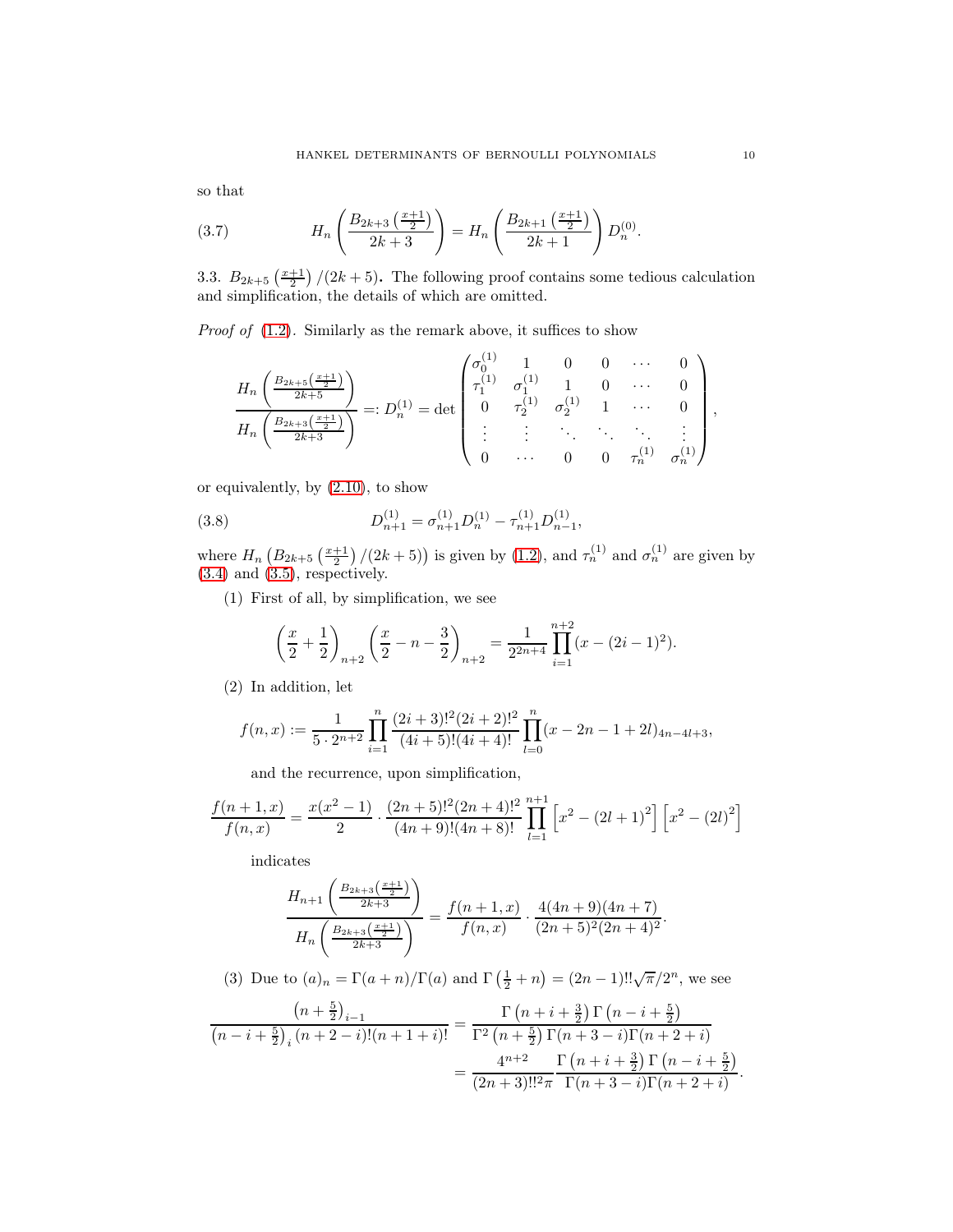so that

$$H_n\left(\frac{B_{2k+3}\left(\frac{x+1}{2}\right)}{2k+3}\right) = H_n\left(\frac{B_{2k+1}\left(\frac{x+1}{2}\right)}{2k+1}\right) D_n^{(0)}. \tag{3.7}$$

3.3. $B_{2k+5}\left(\frac{x+1}{2}\right)/(2k+5)$**.** The following proof contains some tedious calculation and simplification, the details of which are omitted.

*Proof of* (1.2). Similarly as the remark above, it suffices to show

$$\frac{H_n\left(\frac{B_{2k+5}\left(\frac{x+1}{2}\right)}{2k+5}\right)}{H_n\left(\frac{B_{2k+3}\left(\frac{x+1}{2}\right)}{2k+3}\right)} =: D_n^{(1)} = \det\begin{pmatrix} \sigma_0^{(1)} & 1 & 0 & 0 & \cdots & 0 \\ \tau_1^{(1)} & \sigma_1^{(1)} & 1 & 0 & \cdots & 0 \\ 0 & \tau_2^{(1)} & \sigma_2^{(1)} & 1 & \cdots & 0 \\ \vdots & \vdots & \ddots & \ddots & \ddots & \vdots \\ 0 & \cdots & 0 & 0 & \tau_n^{(1)} & \sigma_n^{(1)} \end{pmatrix},$$

or equivalently, by (2.10), to show

$$D_{n+1}^{(1)} = \sigma_{n+1}^{(1)} D_n^{(1)} - \tau_{n+1}^{(1)} D_{n-1}^{(1)}, \tag{3.8}$$

where $H_n\left(B_{2k+5}\left(\frac{x+1}{2}\right)/(2k+5)\right)$ is given by (1.2), and $\tau_n^{(1)}$ and $\sigma_n^{(1)}$ are given by (3.4) and (3.5), respectively.

(1) First of all, by simplification, we see

$$\left(\frac{x}{2}+\frac{1}{2}\right)_{n+2}\left(\frac{x}{2}-n-\frac{3}{2}\right)_{n+2} = \frac{1}{2^{2n+4}}\prod_{i=1}^{n+2}(x-(2i-1)^2).$$

(2) In addition, let

$$f(n,x) := \frac{1}{5\cdot 2^{n+2}}\prod_{i=1}^{n}\frac{(2i+3)!^2(2i+2)!^2}{(4i+5)!(4i+4)!}\prod_{l=0}^{n}(x-2n-1+2l)_{4n-4l+3},$$

and the recurrence, upon simplification,

$$\frac{f(n+1,x)}{f(n,x)} = \frac{x(x^2-1)}{2}\cdot\frac{(2n+5)!^2(2n+4)!^2}{(4n+9)!(4n+8)!}\prod_{l=1}^{n+1}\left[x^2-(2l+1)^2\right]\left[x^2-(2l)^2\right]$$

indicates

$$\frac{H_{n+1}\left(\frac{B_{2k+3}\left(\frac{x+1}{2}\right)}{2k+3}\right)}{H_n\left(\frac{B_{2k+3}\left(\frac{x+1}{2}\right)}{2k+3}\right)} = \frac{f(n+1,x)}{f(n,x)}\cdot\frac{4(4n+9)(4n+7)}{(2n+5)^2(2n+4)^2}.$$

(3) Due to $(a)_n = \Gamma(a+n)/\Gamma(a)$ and $\Gamma\left(\frac{1}{2}+n\right) = (2n-1)!!\sqrt{\pi}/2^n$, we see

$$\begin{aligned}\frac{\left(n+\frac{5}{2}\right)_{i-1}}{\left(n-i+\frac{5}{2}\right)_i (n+2-i)!(n+1+i)!} &= \frac{\Gamma\left(n+i+\frac{3}{2}\right)\Gamma\left(n-i+\frac{5}{2}\right)}{\Gamma^2\left(n+\frac{5}{2}\right)\Gamma(n+3-i)\Gamma(n+2+i)} \\ &= \frac{4^{n+2}}{(2n+3)!!^2\pi}\frac{\Gamma\left(n+i+\frac{3}{2}\right)\Gamma\left(n-i+\frac{5}{2}\right)}{\Gamma(n+3-i)\Gamma(n+2+i)}.\end{aligned}$$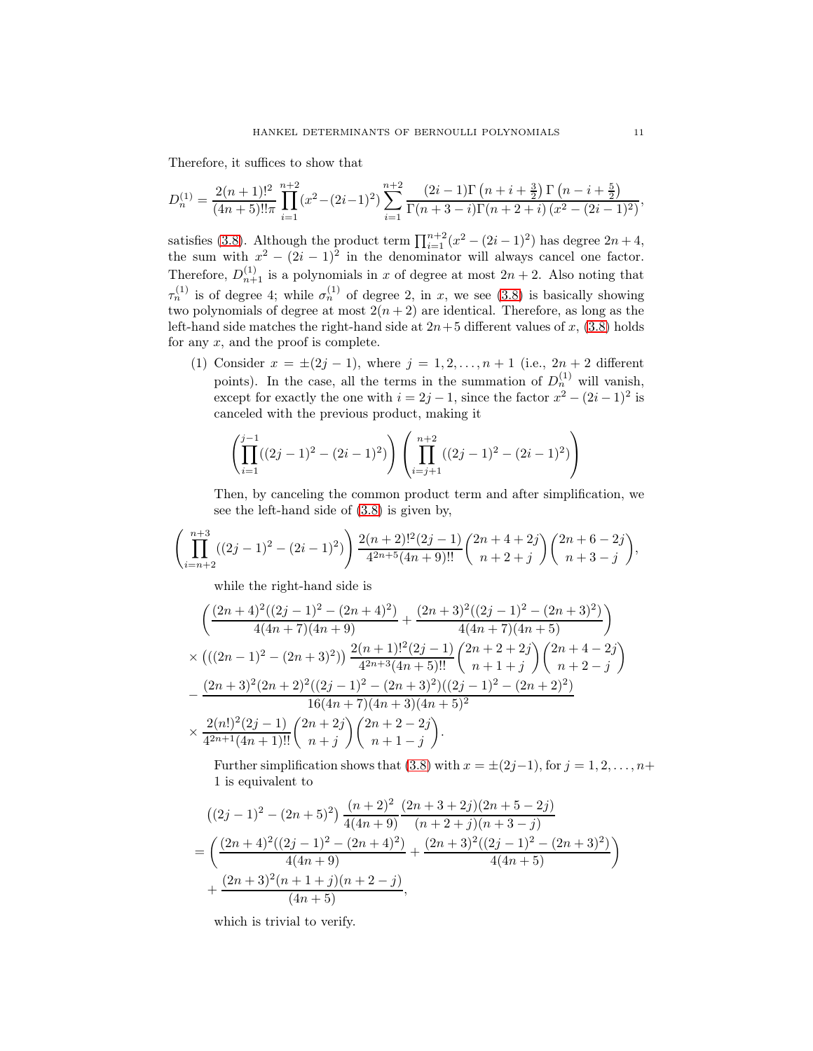Therefore, it suffices to show that

$$D_n^{(1)} = \frac{2(n+1)!^2}{(4n+5)!!\pi} \prod_{i=1}^{n+2} (x^2-(2i-1)^2) \sum_{i=1}^{n+2} \frac{(2i-1)\Gamma\left(n+i+\frac{3}{2}\right)\Gamma\left(n-i+\frac{5}{2}\right)}{\Gamma(n+3-i)\Gamma(n+2+i)\left(x^2-(2i-1)^2\right)},$$

satisfies (3.8). Although the product term $\prod_{i=1}^{n+2}(x^2-(2i-1)^2)$ has degree $2n+4$, the sum with $x^2-(2i-1)^2$ in the denominator will always cancel one factor. Therefore, $D_{n+1}^{(1)}$ is a polynomials in $x$ of degree at most $2n+2$. Also noting that $\tau_n^{(1)}$ is of degree 4; while $\sigma_n^{(1)}$ of degree 2, in $x$, we see (3.8) is basically showing two polynomials of degree at most $2(n+2)$ are identical. Therefore, as long as the left-hand side matches the right-hand side at $2n+5$ different values of $x$, (3.8) holds for any $x$, and the proof is complete.

(1) Consider $x = \pm(2j-1)$, where $j = 1, 2, \ldots, n+1$ (i.e., $2n+2$ different points). In the case, all the terms in the summation of $D_n^{(1)}$ will vanish, except for exactly the one with $i = 2j-1$, since the factor $x^2-(2i-1)^2$ is canceled with the previous product, making it

$$\left(\prod_{i=1}^{j-1}((2j-1)^2-(2i-1)^2)\right)\left(\prod_{i=j+1}^{n+2}((2j-1)^2-(2i-1)^2)\right)$$

Then, by canceling the common product term and after simplification, we see the left-hand side of (3.8) is given by,

$$\left(\prod_{i=n+2}^{n+3}((2j-1)^2-(2i-1)^2)\right)\frac{2(n+2)!^2(2j-1)}{4^{2n+5}(4n+9)!!}\binom{2n+4+2j}{n+2+j}\binom{2n+6-2j}{n+3-j},$$

while the right-hand side is

$$\begin{aligned}
&\left(\frac{(2n+4)^2((2j-1)^2-(2n+4)^2)}{4(4n+7)(4n+9)}+\frac{(2n+3)^2((2j-1)^2-(2n+3)^2)}{4(4n+7)(4n+5)}\right)\\
&\times\left(((2n-1)^2-(2n+3)^2)\right)\frac{2(n+1)!^2(2j-1)}{4^{2n+3}(4n+5)!!}\binom{2n+2+2j}{n+1+j}\binom{2n+4-2j}{n+2-j}\\
&-\frac{(2n+3)^2(2n+2)^2((2j-1)^2-(2n+3)^2)((2j-1)^2-(2n+2)^2)}{16(4n+7)(4n+3)(4n+5)^2}\\
&\times\frac{2(n!)^2(2j-1)}{4^{2n+1}(4n+1)!!}\binom{2n+2j}{n+j}\binom{2n+2-2j}{n+1-j}.
\end{aligned}$$

Further simplification shows that (3.8) with $x = \pm(2j-1)$, for $j = 1, 2, \ldots, n+1$ is equivalent to

$$\begin{aligned}
&\left((2j-1)^2-(2n+5)^2\right)\frac{(n+2)^2}{4(4n+9)}\frac{(2n+3+2j)(2n+5-2j)}{(n+2+j)(n+3-j)}\\
&=\left(\frac{(2n+4)^2((2j-1)^2-(2n+4)^2)}{4(4n+9)}+\frac{(2n+3)^2((2j-1)^2-(2n+3)^2)}{4(4n+5)}\right)\\
&\quad+\frac{(2n+3)^2(n+1+j)(n+2-j)}{(4n+5)},
\end{aligned}$$

which is trivial to verify.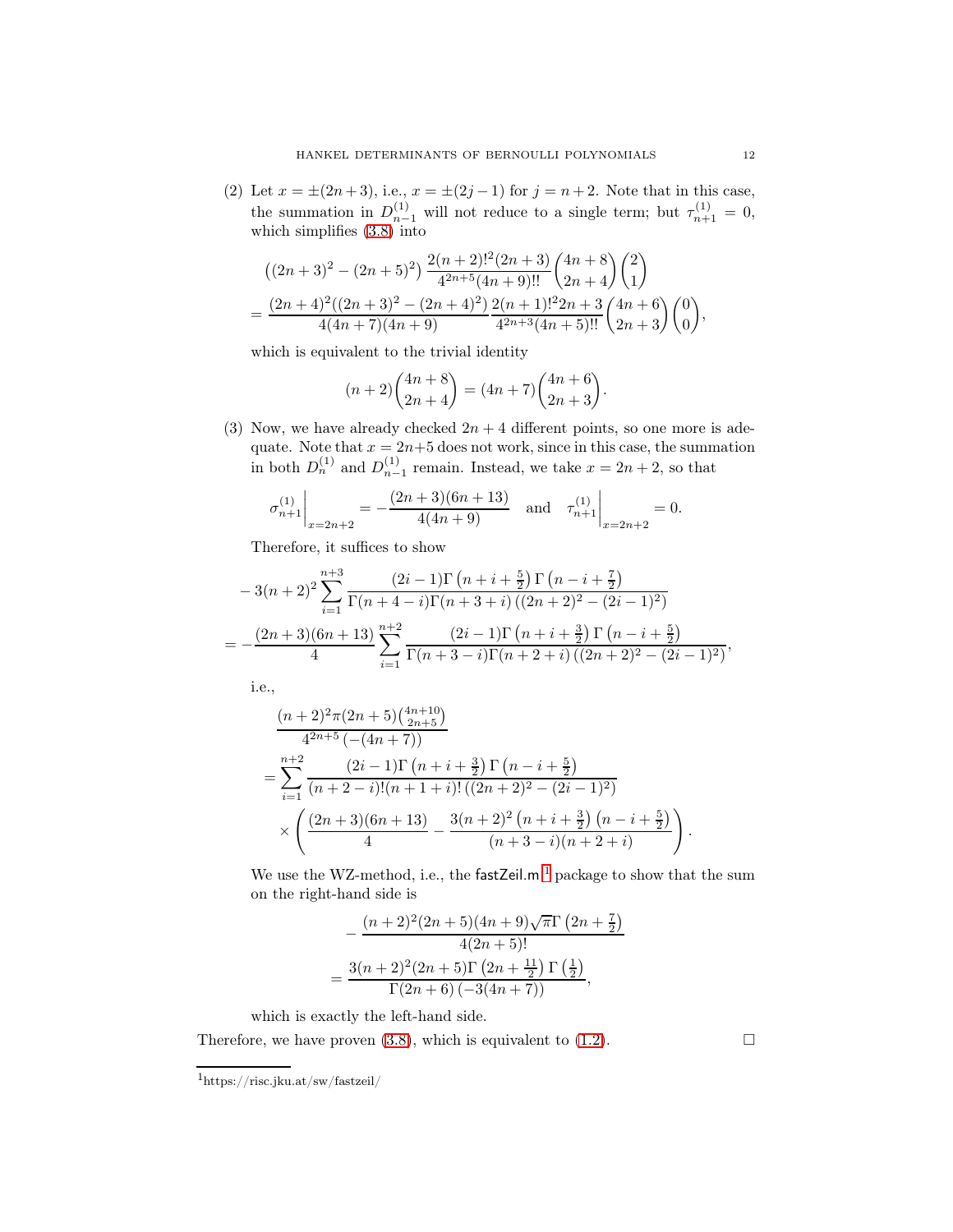(2) Let $x = \pm(2n+3)$, i.e., $x = \pm(2j-1)$ for $j = n+2$. Note that in this case, the summation in $D_{n-1}^{(1)}$ will not reduce to a single term; but $\tau_{n+1}^{(1)} = 0$, which simplifies (3.8) into

$$
\begin{aligned}
&\left((2n+3)^2 - (2n+5)^2\right) \frac{2(n+2)!^2(2n+3)}{4^{2n+5}(4n+9)!!}\binom{4n+8}{2n+4}\binom{2}{1} \\
&= \frac{(2n+4)^2((2n+3)^2-(2n+4)^2)}{4(4n+7)(4n+9)} \frac{2(n+1)!^2 2n+3}{4^{2n+3}(4n+5)!!}\binom{4n+6}{2n+3}\binom{0}{0},
\end{aligned}
$$

which is equivalent to the trivial identity

$$
(n+2)\binom{4n+8}{2n+4} = (4n+7)\binom{4n+6}{2n+3}.
$$

(3) Now, we have already checked $2n+4$ different points, so one more is adequate. Note that $x = 2n+5$ does not work, since in this case, the summation in both $D_n^{(1)}$ and $D_{n-1}^{(1)}$ remain. Instead, we take $x = 2n+2$, so that

$$
\sigma_{n+1}^{(1)}\Big|_{x=2n+2} = -\frac{(2n+3)(6n+13)}{4(4n+9)} \quad \text{and} \quad \tau_{n+1}^{(1)}\Big|_{x=2n+2} = 0.
$$

Therefore, it suffices to show

$$
\begin{aligned}
&-3(n+2)^2 \sum_{i=1}^{n+3} \frac{(2i-1)\Gamma\left(n+i+\frac{5}{2}\right)\Gamma\left(n-i+\frac{7}{2}\right)}{\Gamma(n+4-i)\Gamma(n+3+i)\left((2n+2)^2-(2i-1)^2\right)} \\
&= -\frac{(2n+3)(6n+13)}{4} \sum_{i=1}^{n+2} \frac{(2i-1)\Gamma\left(n+i+\frac{3}{2}\right)\Gamma\left(n-i+\frac{5}{2}\right)}{\Gamma(n+3-i)\Gamma(n+2+i)\left((2n+2)^2-(2i-1)^2\right)},
\end{aligned}
$$

i.e.,

$$
\begin{aligned}
&\frac{(n+2)^2\pi(2n+5)\binom{4n+10}{2n+5}}{4^{2n+5}\left(-(4n+7)\right)} \\
&= \sum_{i=1}^{n+2} \frac{(2i-1)\Gamma\left(n+i+\frac{3}{2}\right)\Gamma\left(n-i+\frac{5}{2}\right)}{(n+2-i)!(n+1+i)!\left((2n+2)^2-(2i-1)^2\right)} \\
&\quad \times \left(\frac{(2n+3)(6n+13)}{4} - \frac{3(n+2)^2\left(n+i+\frac{3}{2}\right)\left(n-i+\frac{5}{2}\right)}{(n+3-i)(n+2+i)}\right).
\end{aligned}
$$

We use the WZ-method, i.e., the fastZeil.m [1] package to show that the sum on the right-hand side is

$$
\begin{aligned}
&-\frac{(n+2)^2(2n+5)(4n+9)\sqrt{\pi}\Gamma\left(2n+\frac{7}{2}\right)}{4(2n+5)!} \\
&= \frac{3(n+2)^2(2n+5)\Gamma\left(2n+\frac{11}{2}\right)\Gamma\left(\frac{1}{2}\right)}{\Gamma(2n+6)\left(-3(4n+7)\right)},
\end{aligned}
$$

which is exactly the left-hand side.

Therefore, we have proven (3.8), which is equivalent to (1.2). □

[1] https://risc.jku.at/sw/fastzeil/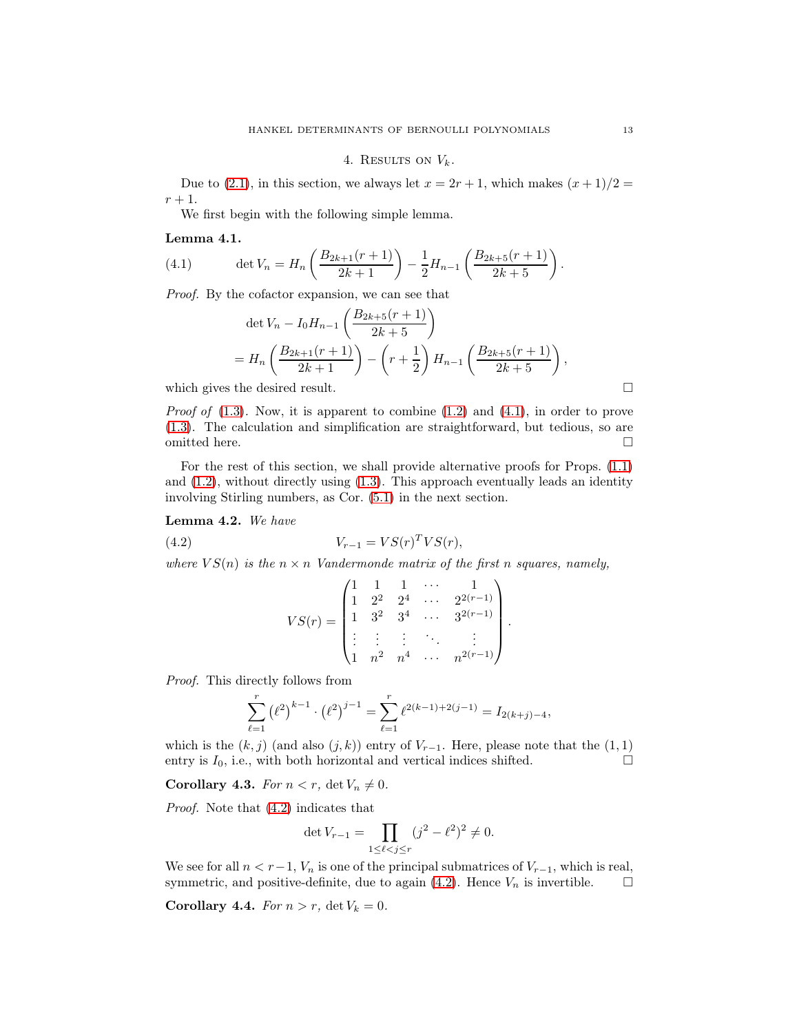## 4. Results on $V_k$.

Due to (2.1), in this section, we always let $x = 2r + 1$, which makes $(x + 1)/2 = r + 1$.

We first begin with the following simple lemma.

**Lemma 4.1.**

$$\det V_n = H_n\left(\frac{B_{2k+1}(r+1)}{2k+1}\right) - \frac{1}{2}H_{n-1}\left(\frac{B_{2k+5}(r+1)}{2k+5}\right). \tag{4.1}$$

*Proof.* By the cofactor expansion, we can see that

$$\begin{aligned}
&\det V_n - I_0 H_{n-1}\left(\frac{B_{2k+5}(r+1)}{2k+5}\right)\\
&= H_n\left(\frac{B_{2k+1}(r+1)}{2k+1}\right) - \left(r + \frac{1}{2}\right)H_{n-1}\left(\frac{B_{2k+5}(r+1)}{2k+5}\right),
\end{aligned}$$

which gives the desired result. $\square$

*Proof of* (1.3). Now, it is apparent to combine (1.2) and (4.1), in order to prove (1.3). The calculation and simplification are straightforward, but tedious, so are omitted here. $\square$

For the rest of this section, we shall provide alternative proofs for Props. (1.1) and (1.2), without directly using (1.3). This approach eventually leads an identity involving Stirling numbers, as Cor. (5.1) in the next section.

**Lemma 4.2.** *We have*

$$V_{r-1} = VS(r)^T VS(r), \tag{4.2}$$

*where $VS(n)$ is the $n \times n$ Vandermonde matrix of the first $n$ squares, namely,*

$$VS(r) = \begin{pmatrix}
1 & 1 & 1 & \cdots & 1\\
1 & 2^2 & 2^4 & \cdots & 2^{2(r-1)}\\
1 & 3^2 & 3^4 & \cdots & 3^{2(r-1)}\\
\vdots & \vdots & \vdots & \ddots & \vdots\\
1 & n^2 & n^4 & \cdots & n^{2(r-1)}
\end{pmatrix}.$$

*Proof.* This directly follows from

$$\sum_{\ell=1}^{r}\left(\ell^2\right)^{k-1}\cdot\left(\ell^2\right)^{j-1} = \sum_{\ell=1}^{r}\ell^{2(k-1)+2(j-1)} = I_{2(k+j)-4},$$

which is the $(k, j)$ (and also $(j, k)$) entry of $V_{r-1}$. Here, please note that the $(1, 1)$ entry is $I_0$, i.e., with both horizontal and vertical indices shifted. $\square$

**Corollary 4.3.** *For $n < r$, $\det V_n \neq 0$.*

*Proof.* Note that (4.2) indicates that

$$\det V_{r-1} = \prod_{1\le \ell < j \le r}(j^2 - \ell^2)^2 \neq 0.$$

We see for all $n < r - 1$, $V_n$ is one of the principal submatrices of $V_{r-1}$, which is real, symmetric, and positive-definite, due to again (4.2). Hence $V_n$ is invertible. $\square$

**Corollary 4.4.** *For $n > r$, $\det V_k = 0$.*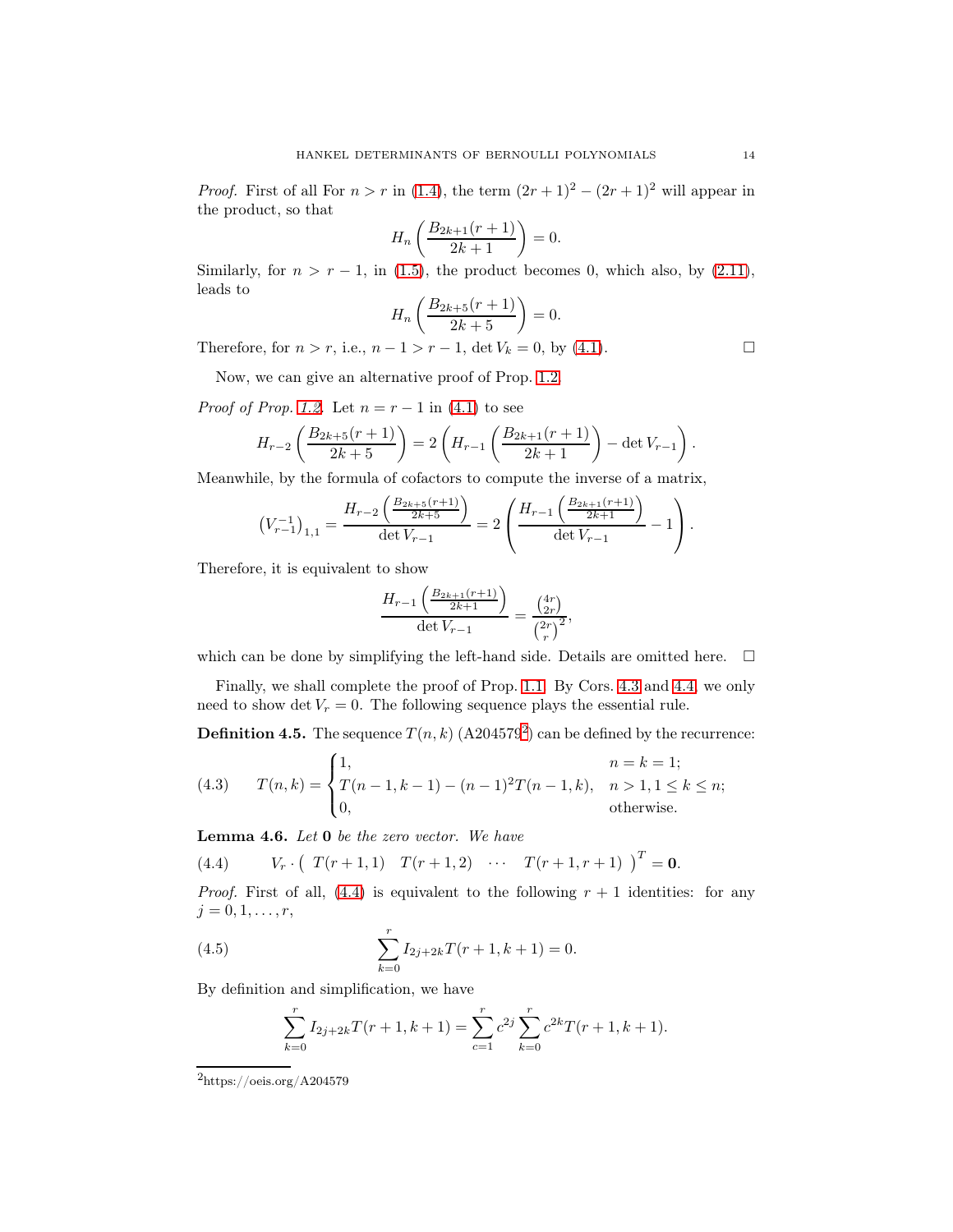*Proof.* First of all For $n > r$ in (1.4), the term $(2r+1)^2 - (2r+1)^2$ will appear in the product, so that

$$H_n\left(\frac{B_{2k+1}(r+1)}{2k+1}\right) = 0.$$

Similarly, for $n > r-1$, in (1.5), the product becomes 0, which also, by (2.11), leads to

$$H_n\left(\frac{B_{2k+5}(r+1)}{2k+5}\right) = 0.$$

Therefore, for $n > r$, i.e., $n-1 > r-1$, $\det V_k = 0$, by (4.1). □

Now, we can give an alternative proof of Prop. 1.2.

*Proof of Prop. 1.2.* Let $n = r-1$ in (4.1) to see

$$H_{r-2}\left(\frac{B_{2k+5}(r+1)}{2k+5}\right) = 2\left(H_{r-1}\left(\frac{B_{2k+1}(r+1)}{2k+1}\right) - \det V_{r-1}\right).$$

Meanwhile, by the formula of cofactors to compute the inverse of a matrix,

$$\left(V_{r-1}^{-1}\right)_{1,1} = \frac{H_{r-2}\left(\frac{B_{2k+5}(r+1)}{2k+5}\right)}{\det V_{r-1}} = 2\left(\frac{H_{r-1}\left(\frac{B_{2k+1}(r+1)}{2k+1}\right)}{\det V_{r-1}} - 1\right).$$

Therefore, it is equivalent to show

$$\frac{H_{r-1}\left(\frac{B_{2k+1}(r+1)}{2k+1}\right)}{\det V_{r-1}} = \frac{\binom{4r}{2r}}{\binom{2r}{r}^2},$$

which can be done by simplifying the left-hand side. Details are omitted here. □

Finally, we shall complete the proof of Prop. 1.1. By Cors. 4.3 and 4.4, we only need to show $\det V_r = 0$. The following sequence plays the essential rule.

**Definition 4.5.** The sequence $T(n,k)$ (A204579[2]) can be defined by the recurrence:

$$T(n,k) = \begin{cases} 1, & n = k = 1; \\ T(n-1,k-1) - (n-1)^2 T(n-1,k), & n > 1, 1 \le k \le n; \\ 0, & \text{otherwise.} \end{cases} \tag{4.3}$$

**Lemma 4.6.** *Let* $\mathbf{0}$ *be the zero vector. We have*

$$V_r \cdot \begin{pmatrix} T(r+1,1) & T(r+1,2) & \cdots & T(r+1,r+1) \end{pmatrix}^T = \mathbf{0}. \tag{4.4}$$

*Proof.* First of all, (4.4) is equivalent to the following $r+1$ identities: for any $j = 0, 1, \ldots, r$,

$$\sum_{k=0}^{r} I_{2j+2k} T(r+1,k+1) = 0. \tag{4.5}$$

By definition and simplification, we have

$$\sum_{k=0}^{r} I_{2j+2k} T(r+1,k+1) = \sum_{c=1}^{r} c^{2j} \sum_{k=0}^{r} c^{2k} T(r+1,k+1).$$

---

[2] https://oeis.org/A204579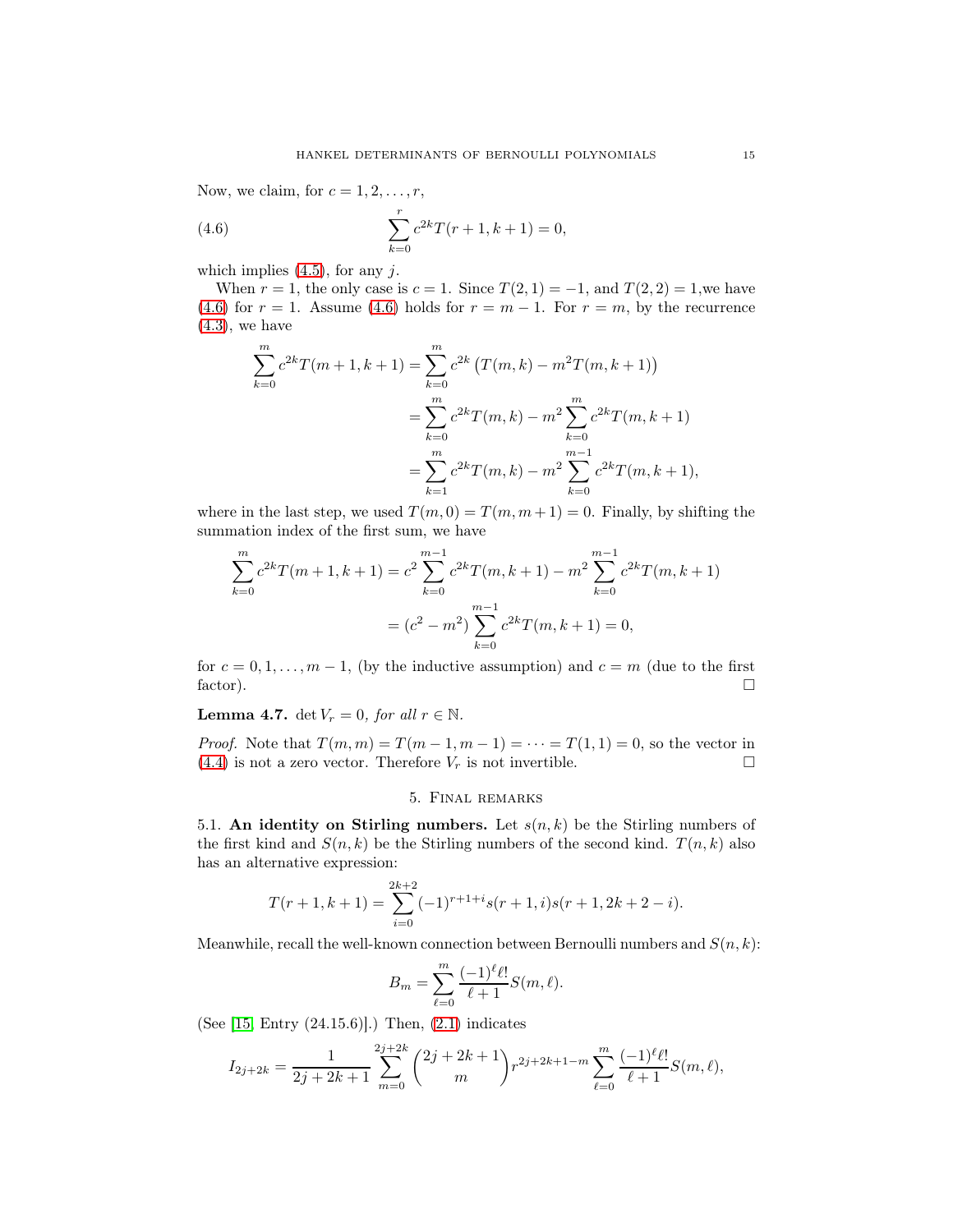Now, we claim, for $c = 1, 2, \ldots, r$,

$$\sum_{k=0}^{r} c^{2k} T(r+1, k+1) = 0, \tag{4.6}$$

which implies (4.5), for any $j$.

When $r = 1$, the only case is $c = 1$. Since $T(2,1) = -1$, and $T(2,2) = 1$,we have (4.6) for $r = 1$. Assume (4.6) holds for $r = m-1$. For $r = m$, by the recurrence (4.3), we have

$$\begin{aligned}
\sum_{k=0}^{m} c^{2k} T(m+1, k+1) &= \sum_{k=0}^{m} c^{2k} \left( T(m,k) - m^2 T(m, k+1) \right) \\
&= \sum_{k=0}^{m} c^{2k} T(m,k) - m^2 \sum_{k=0}^{m} c^{2k} T(m, k+1) \\
&= \sum_{k=1}^{m} c^{2k} T(m,k) - m^2 \sum_{k=0}^{m-1} c^{2k} T(m, k+1),
\end{aligned}$$

where in the last step, we used $T(m,0) = T(m, m+1) = 0$. Finally, by shifting the summation index of the first sum, we have

$$\begin{aligned}
\sum_{k=0}^{m} c^{2k} T(m+1, k+1) &= c^2 \sum_{k=0}^{m-1} c^{2k} T(m, k+1) - m^2 \sum_{k=0}^{m-1} c^{2k} T(m, k+1) \\
&= (c^2 - m^2) \sum_{k=0}^{m-1} c^{2k} T(m, k+1) = 0,
\end{aligned}$$

for $c = 0, 1, \ldots, m-1$, (by the inductive assumption) and $c = m$ (due to the first factor). $\square$

**Lemma 4.7.** *$\det V_r = 0$, for all $r \in \mathbb{N}$.*

*Proof.* Note that $T(m,m) = T(m-1, m-1) = \cdots = T(1,1) = 0$, so the vector in (4.4) is not a zero vector. Therefore $V_r$ is not invertible. $\square$

## 5. Final remarks

5.1. **An identity on Stirling numbers.** Let $s(n,k)$ be the Stirling numbers of the first kind and $S(n,k)$ be the Stirling numbers of the second kind. $T(n,k)$ also has an alternative expression:

$$T(r+1, k+1) = \sum_{i=0}^{2k+2} (-1)^{r+1+i} s(r+1, i) s(r+1, 2k+2-i).$$

Meanwhile, recall the well-known connection between Bernoulli numbers and $S(n,k)$:

$$B_m = \sum_{\ell=0}^{m} \frac{(-1)^\ell \ell!}{\ell+1} S(m, \ell).$$

(See [15, Entry (24.15.6)].) Then, (2.1) indicates

$$I_{2j+2k} = \frac{1}{2j+2k+1} \sum_{m=0}^{2j+2k} \binom{2j+2k+1}{m} r^{2j+2k+1-m} \sum_{\ell=0}^{m} \frac{(-1)^\ell \ell!}{\ell+1} S(m, \ell),$$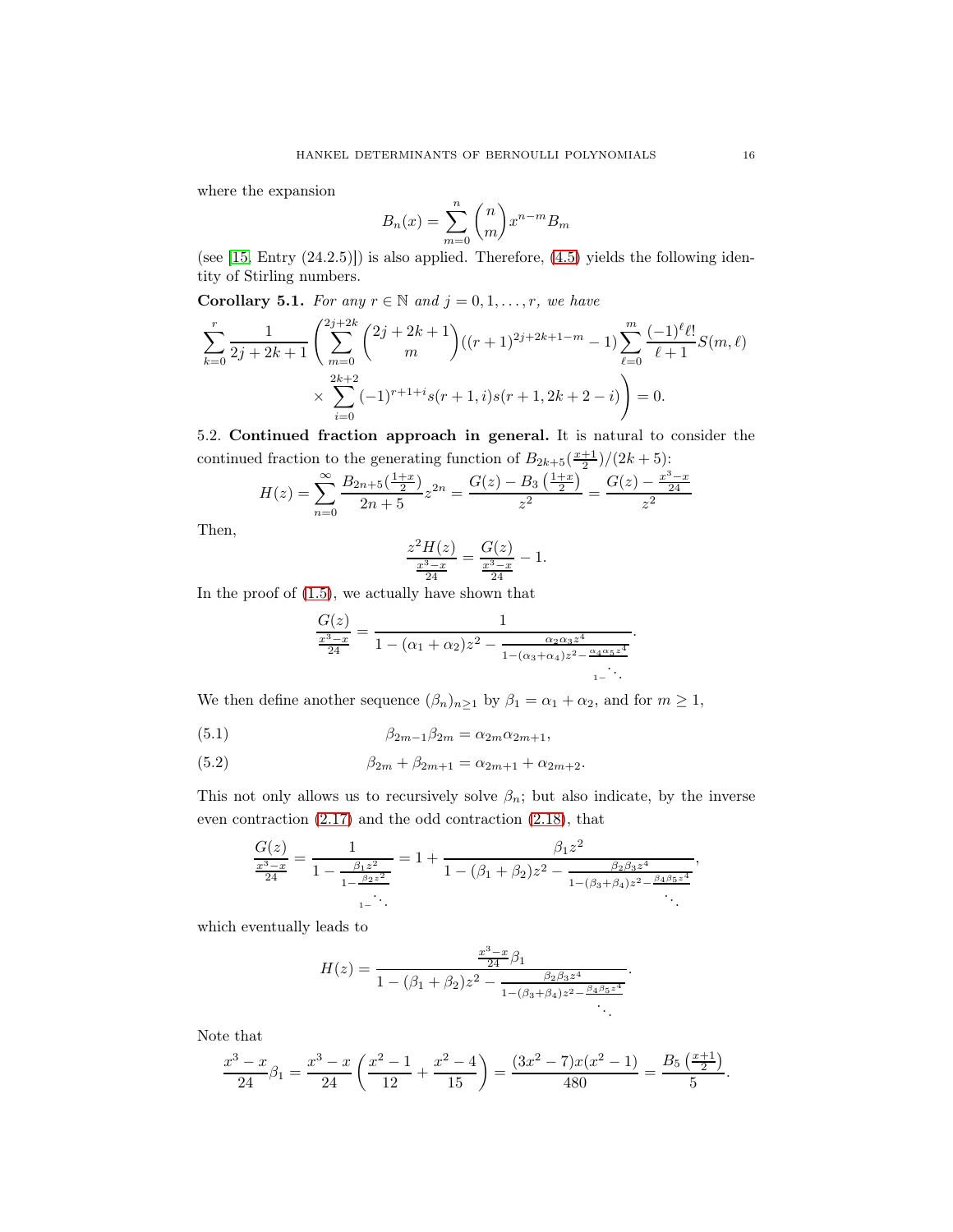where the expansion

$$B_n(x) = \sum_{m=0}^{n} \binom{n}{m} x^{n-m} B_m$$

(see [15, Entry (24.2.5)]) is also applied. Therefore, (4.5) yields the following identity of Stirling numbers.

**Corollary 5.1.** *For any $r \in \mathbb{N}$ and $j = 0, 1, \ldots, r$, we have*

$$\sum_{k=0}^{r} \frac{1}{2j+2k+1} \left( \sum_{m=0}^{2j+2k} \binom{2j+2k+1}{m} ((r+1)^{2j+2k+1-m} - 1) \sum_{\ell=0}^{m} \frac{(-1)^\ell \ell!}{\ell+1} S(m, \ell) \right.$$
$$\left. \times \sum_{i=0}^{2k+2} (-1)^{r+1+i} s(r+1, i) s(r+1, 2k+2-i) \right) = 0.$$

5.2. **Continued fraction approach in general.** It is natural to consider the continued fraction to the generating function of $B_{2k+5}(\frac{x+1}{2})/(2k+5)$:

$$H(z) = \sum_{n=0}^{\infty} \frac{B_{2n+5}(\frac{1+x}{2})}{2n+5} z^{2n} = \frac{G(z) - B_3\left(\frac{1+x}{2}\right)}{z^2} = \frac{G(z) - \frac{x^3-x}{24}}{z^2}$$

Then,

$$\frac{z^2 H(z)}{\frac{x^3-x}{24}} = \frac{G(z)}{\frac{x^3-x}{24}} - 1.$$

In the proof of (1.5), we actually have shown that

$$\frac{G(z)}{\frac{x^3-x}{24}} = \cfrac{1}{1 - (\alpha_1+\alpha_2)z^2 - \cfrac{\alpha_2\alpha_3 z^4}{1 - (\alpha_3+\alpha_4)z^2 - \cfrac{\alpha_4\alpha_5 z^4}{1 - \ddots}}}.$$

We then define another sequence $(\beta_n)_{n\geq 1}$ by $\beta_1 = \alpha_1 + \alpha_2$, and for $m \geq 1$,

$$\beta_{2m-1}\beta_{2m} = \alpha_{2m}\alpha_{2m+1}, \tag{5.1}$$

$$\beta_{2m} + \beta_{2m+1} = \alpha_{2m+1} + \alpha_{2m+2}. \tag{5.2}$$

This not only allows us to recursively solve $\beta_n$; but also indicate, by the inverse even contraction (2.17) and the odd contraction (2.18), that

$$\frac{G(z)}{\frac{x^3-x}{24}} = \cfrac{1}{1 - \cfrac{\beta_1 z^2}{1 - \cfrac{\beta_2 z^2}{1 - \ddots}}} = 1 + \cfrac{\beta_1 z^2}{1 - (\beta_1+\beta_2)z^2 - \cfrac{\beta_2\beta_3 z^4}{1 - (\beta_3+\beta_4)z^2 - \cfrac{\beta_4\beta_5 z^4}{\ddots}}},$$

which eventually leads to

$$H(z) = \cfrac{\frac{x^3-x}{24}\beta_1}{1 - (\beta_1+\beta_2)z^2 - \cfrac{\beta_2\beta_3 z^4}{1 - (\beta_3+\beta_4)z^2 - \cfrac{\beta_4\beta_5 z^4}{\ddots}}}.$$

Note that

$$\frac{x^3-x}{24}\beta_1 = \frac{x^3-x}{24}\left(\frac{x^2-1}{12} + \frac{x^2-4}{15}\right) = \frac{(3x^2-7)x(x^2-1)}{480} = \frac{B_5\left(\frac{x+1}{2}\right)}{5}.$$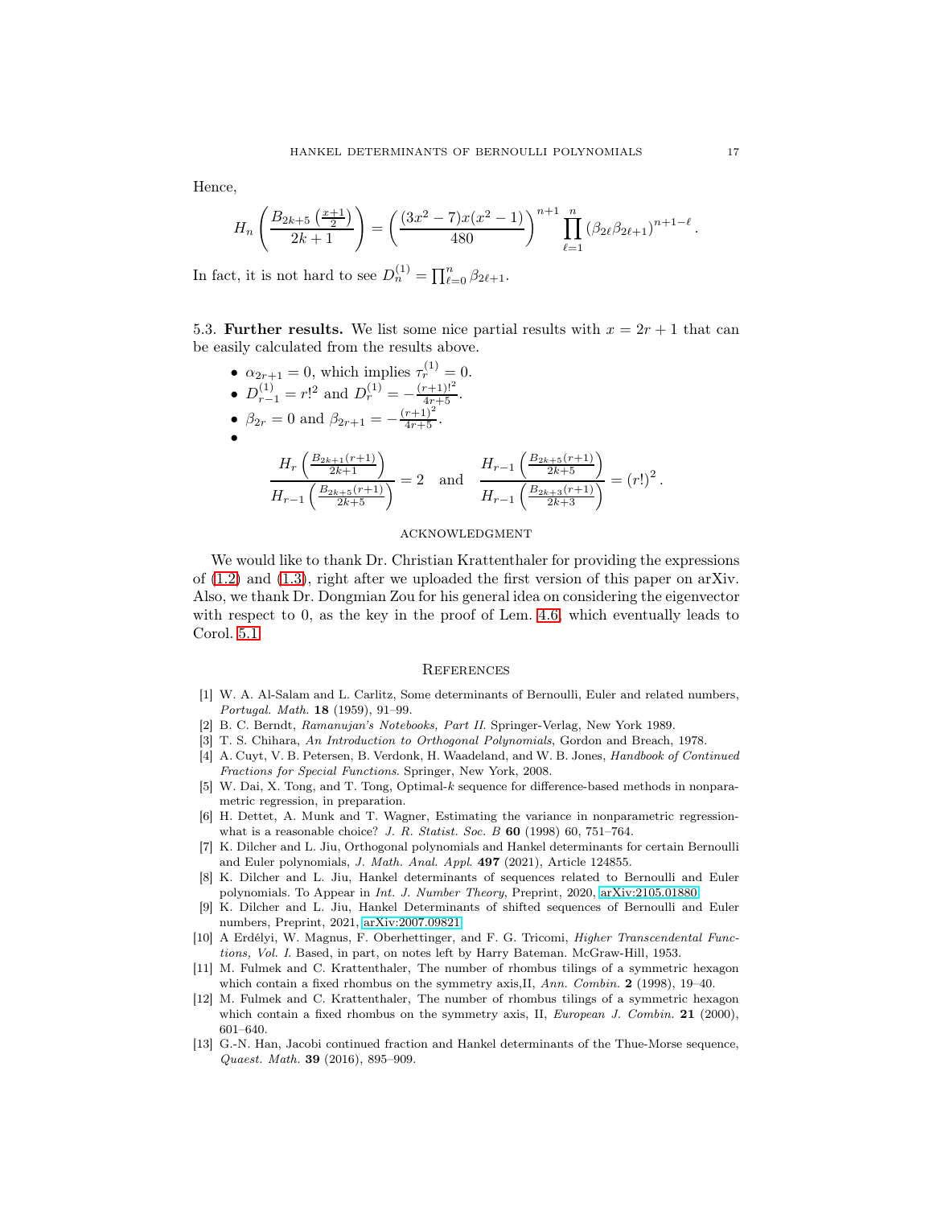Hence,

$$H_n\left(\frac{B_{2k+5}\left(\frac{x+1}{2}\right)}{2k+1}\right) = \left(\frac{(3x^2-7)x(x^2-1)}{480}\right)^{n+1} \prod_{\ell=1}^{n} \left(\beta_{2\ell}\beta_{2\ell+1}\right)^{n+1-\ell}.$$

In fact, it is not hard to see $D_n^{(1)} = \prod_{\ell=0}^{n} \beta_{2\ell+1}$.

## 5.3. Further results.

We list some nice partial results with $x = 2r+1$ that can be easily calculated from the results above.

- $\alpha_{2r+1} = 0$, which implies $\tau_r^{(1)} = 0$.
- $D_{r-1}^{(1)} = r!^2$ and $D_r^{(1)} = -\frac{(r+1)!^2}{4r+5}$.
- $\beta_{2r} = 0$ and $\beta_{2r+1} = -\frac{(r+1)^2}{4r+5}$.
- $$\frac{H_r\left(\frac{B_{2k+1}(r+1)}{2k+1}\right)}{H_{r-1}\left(\frac{B_{2k+5}(r+1)}{2k+5}\right)} = 2 \quad \text{and} \quad \frac{H_{r-1}\left(\frac{B_{2k+5}(r+1)}{2k+5}\right)}{H_{r-1}\left(\frac{B_{2k+3}(r+1)}{2k+3}\right)} = (r!)^2.$$

## Acknowledgment

We would like to thank Dr. Christian Krattenthaler for providing the expressions of (1.2) and (1.3), right after we uploaded the first version of this paper on arXiv. Also, we thank Dr. Dongmian Zou for his general idea on considering the eigenvector with respect to 0, as the key in the proof of Lem. 4.6, which eventually leads to Corol. 5.1.

## References

[1] W. A. Al-Salam and L. Carlitz, Some determinants of Bernoulli, Euler and related numbers, *Portugal. Math.* **18** (1959), 91–99.

[2] B. C. Berndt, *Ramanujan's Notebooks, Part II.* Springer-Verlag, New York 1989.

[3] T. S. Chihara, *An Introduction to Orthogonal Polynomials*, Gordon and Breach, 1978.

[4] A. Cuyt, V. B. Petersen, B. Verdonk, H. Waadeland, and W. B. Jones, *Handbook of Continued Fractions for Special Functions*. Springer, New York, 2008.

[5] W. Dai, X. Tong, and T. Tong, Optimal-$k$ sequence for difference-based methods in nonparametric regression, in preparation.

[6] H. Dettet, A. Munk and T. Wagner, Estimating the variance in nonparametric regression-what is a reasonable choice? *J. R. Statist. Soc. B* **60** (1998) 60, 751–764.

[7] K. Dilcher and L. Jiu, Orthogonal polynomials and Hankel determinants for certain Bernoulli and Euler polynomials, *J. Math. Anal. Appl.* **497** (2021), Article 124855.

[8] K. Dilcher and L. Jiu, Hankel determinants of sequences related to Bernoulli and Euler polynomials. To Appear in *Int. J. Number Theory*, Preprint, 2020, arXiv:2105.01880.

[9] K. Dilcher and L. Jiu, Hankel Determinants of shifted sequences of Bernoulli and Euler numbers, Preprint, 2021, arXiv:2007.09821.

[10] A Erdélyi, W. Magnus, F. Oberhettinger, and F. G. Tricomi, *Higher Transcendental Functions, Vol. I.* Based, in part, on notes left by Harry Bateman. McGraw-Hill, 1953.

[11] M. Fulmek and C. Krattenthaler, The number of rhombus tilings of a symmetric hexagon which contain a fixed rhombus on the symmetry axis,II, *Ann. Combin.* **2** (1998), 19–40.

[12] M. Fulmek and C. Krattenthaler, The number of rhombus tilings of a symmetric hexagon which contain a fixed rhombus on the symmetry axis, II, *European J. Combin.* **21** (2000), 601–640.

[13] G.-N. Han, Jacobi continued fraction and Hankel determinants of the Thue-Morse sequence, *Quaest. Math.* **39** (2016), 895–909.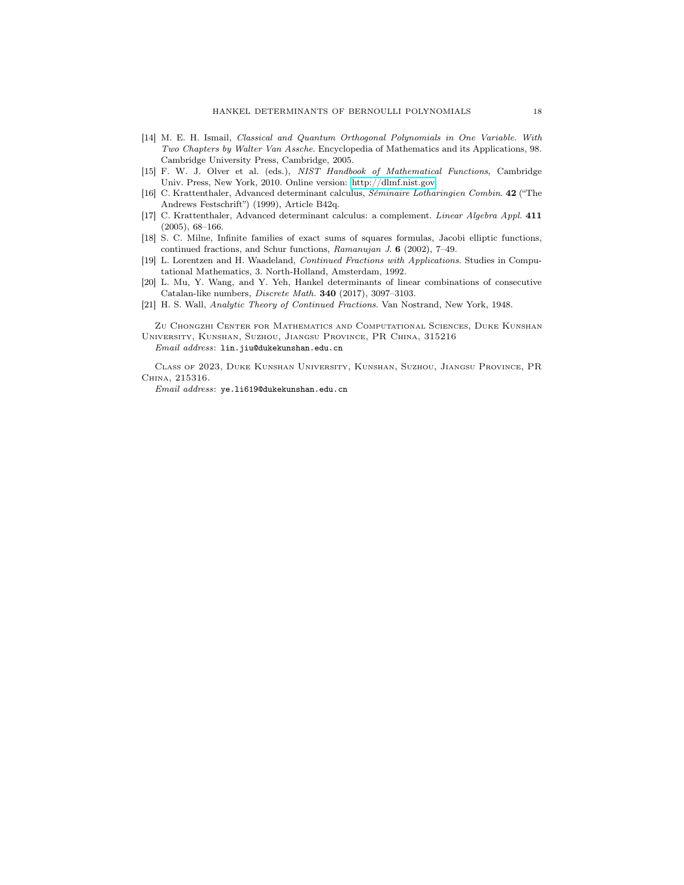[14] M. E. H. Ismail, *Classical and Quantum Orthogonal Polynomials in One Variable. With Two Chapters by Walter Van Assche*. Encyclopedia of Mathematics and its Applications, 98. Cambridge University Press, Cambridge, 2005.

[15] F. W. J. Olver et al. (eds.), *NIST Handbook of Mathematical Functions*, Cambridge Univ. Press, New York, 2010. Online version: http://dlmf.nist.gov

[16] C. Krattenthaler, Advanced determinant calculus, *Séminaire Lotharingien Combin.* **42** ("The Andrews Festschrift") (1999), Article B42q.

[17] C. Krattenthaler, Advanced determinant calculus: a complement. *Linear Algebra Appl.* **411** (2005), 68–166.

[18] S. C. Milne, Infinite families of exact sums of squares formulas, Jacobi elliptic functions, continued fractions, and Schur functions, *Ramanujan J.* **6** (2002), 7–49.

[19] L. Lorentzen and H. Waadeland, *Continued Fractions with Applications*. Studies in Computational Mathematics, 3. North-Holland, Amsterdam, 1992.

[20] L. Mu, Y. Wang, and Y. Yeh, Hankel determinants of linear combinations of consecutive Catalan-like numbers, *Discrete Math.* **340** (2017), 3097–3103.

[21] H. S. Wall, *Analytic Theory of Continued Fractions*. Van Nostrand, New York, 1948.

Zu Chongzhi Center for Mathematics and Computational Sciences, Duke Kunshan University, Kunshan, Suzhou, Jiangsu Province, PR China, 315216

*Email address*: lin.jiu@dukekunshan.edu.cn

Class of 2023, Duke Kunshan University, Kunshan, Suzhou, Jiangsu Province, PR China, 215316.

*Email address*: ye.li619@dukekunshan.edu.cn